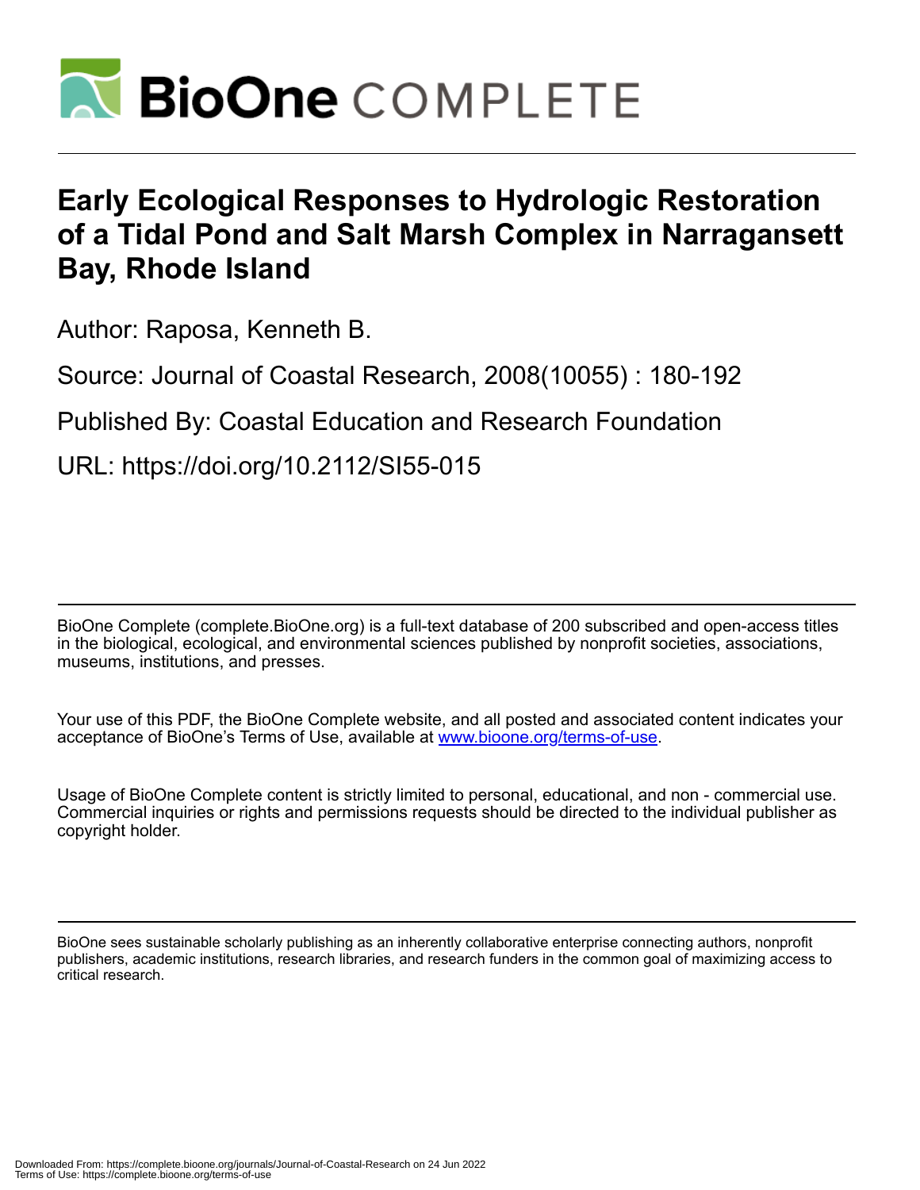# BioOne COMPLETE

# Early Ecological Responses to Hydrologic Restoration of a Tidal Pond and Salt Marsh Complex in Narragansett Bay, Rhode Island

Author: Raposa, Kenneth B.

Source: Journal of Coastal Research, 2008(10055) : 180-192

Published By: Coastal Education and Research Foundation

URL: https://doi.org/10.2112/SI55-015

BioOne Complete (complete.BioOne.org) is a full-text database of 200 subscribed and open-access titles in the biological, ecological, and environmental sciences published by nonprofit societies, associations, museums, institutions, and presses.

Your use of this PDF, the BioOne Complete website, and all posted and associated content indicates your acceptance of BioOne's Terms of Use, available at www.bioone.org/terms-of-use.

Usage of BioOne Complete content is strictly limited to personal, educational, and non - commercial use. Commercial inquiries or rights and permissions requests should be directed to the individual publisher as copyright holder.

BioOne sees sustainable scholarly publishing as an inherently collaborative enterprise connecting authors, nonprofit publishers, academic institutions, research libraries, and research funders in the common goal of maximizing access to critical research.

Downloaded From: https://complete.bioone.org/journals/Journal-of-Coastal-Research on 24 Jun 2022
Terms of Use: https://complete.bioone.org/terms-of-use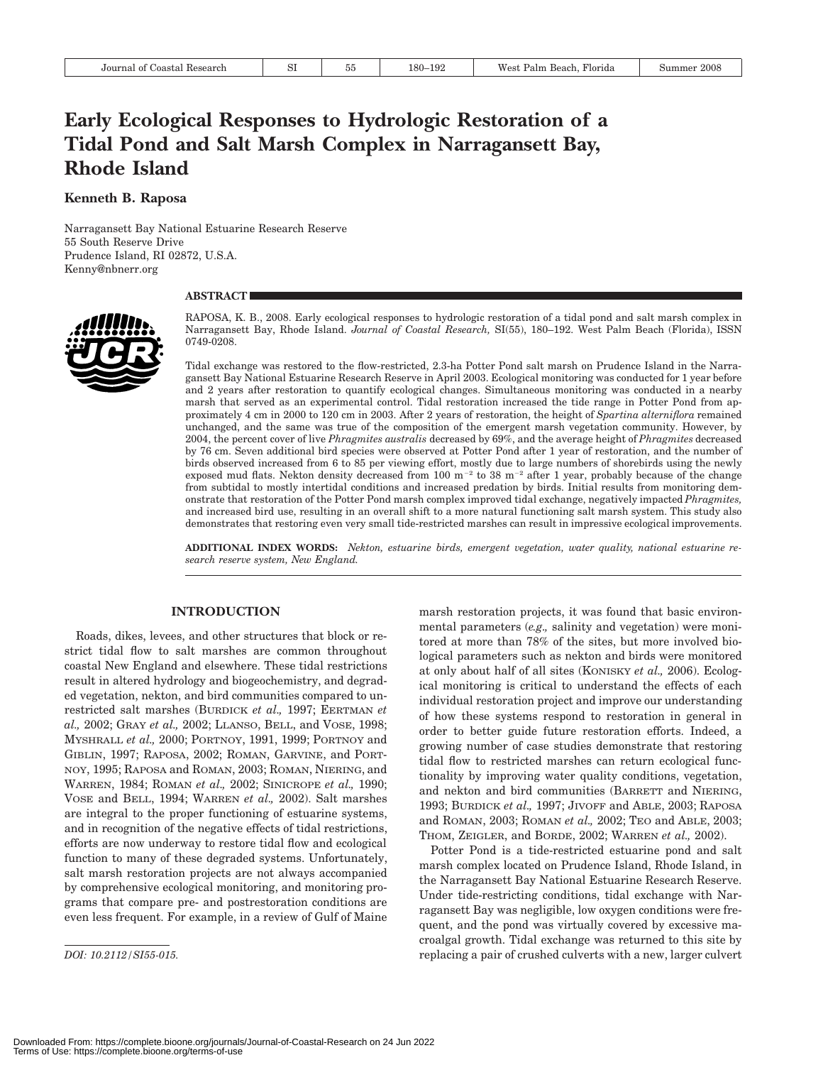# Early Ecological Responses to Hydrologic Restoration of a Tidal Pond and Salt Marsh Complex in Narragansett Bay, Rhode Island

**Kenneth B. Raposa**

Narragansett Bay National Estuarine Research Reserve
55 South Reserve Drive
Prudence Island, RI 02872, U.S.A.
Kenny@nbnerr.org

## ABSTRACT

RAPOSA, K. B., 2008. Early ecological responses to hydrologic restoration of a tidal pond and salt marsh complex in Narragansett Bay, Rhode Island. *Journal of Coastal Research,* SI(55), 180–192. West Palm Beach (Florida), ISSN 0749-0208.

Tidal exchange was restored to the flow-restricted, 2.3-ha Potter Pond salt marsh on Prudence Island in the Narragansett Bay National Estuarine Research Reserve in April 2003. Ecological monitoring was conducted for 1 year before and 2 years after restoration to quantify ecological changes. Simultaneous monitoring was conducted in a nearby marsh that served as an experimental control. Tidal restoration increased the tide range in Potter Pond from approximately 4 cm in 2000 to 120 cm in 2003. After 2 years of restoration, the height of *Spartina alterniflora* remained unchanged, and the same was true of the composition of the emergent marsh vegetation community. However, by 2004, the percent cover of live *Phragmites australis* decreased by 69%, and the average height of *Phragmites* decreased by 76 cm. Seven additional bird species were observed at Potter Pond after 1 year of restoration, and the number of birds observed increased from 6 to 85 per viewing effort, mostly due to large numbers of shorebirds using the newly exposed mud flats. Nekton density decreased from 100 $m^{-2}$ to 38 $m^{-2}$ after 1 year, probably because of the change from subtidal to mostly intertidal conditions and increased predation by birds. Initial results from monitoring demonstrate that restoration of the Potter Pond marsh complex improved tidal exchange, negatively impacted *Phragmites,* and increased bird use, resulting in an overall shift to a more natural functioning salt marsh system. This study also demonstrates that restoring even very small tide-restricted marshes can result in impressive ecological improvements.

**ADDITIONAL INDEX WORDS:** *Nekton, estuarine birds, emergent vegetation, water quality, national estuarine research reserve system, New England.*

## INTRODUCTION

Roads, dikes, levees, and other structures that block or restrict tidal flow to salt marshes are common throughout coastal New England and elsewhere. These tidal restrictions result in altered hydrology and biogeochemistry, and degraded vegetation, nekton, and bird communities compared to unrestricted salt marshes (BURDICK *et al.,* 1997; EERTMAN *et al.,* 2002; GRAY *et al.,* 2002; LLANSO, BELL, and VOSE, 1998; MYSHRALL *et al.,* 2000; PORTNOY, 1991, 1999; PORTNOY and GIBLIN, 1997; RAPOSA, 2002; ROMAN, GARVINE, and PORTNOY, 1995; RAPOSA and ROMAN, 2003; ROMAN, NIERING, and WARREN, 1984; ROMAN *et al.,* 2002; SINICROPE *et al.,* 1990; VOSE and BELL, 1994; WARREN *et al.,* 2002). Salt marshes are integral to the proper functioning of estuarine systems, and in recognition of the negative effects of tidal restrictions, efforts are now underway to restore tidal flow and ecological function to many of these degraded systems. Unfortunately, salt marsh restoration projects are not always accompanied by comprehensive ecological monitoring, and monitoring programs that compare pre- and postrestoration conditions are even less frequent. For example, in a review of Gulf of Maine marsh restoration projects, it was found that basic environmental parameters (*e.g.,* salinity and vegetation) were monitored at more than 78% of the sites, but more involved biological parameters such as nekton and birds were monitored at only about half of all sites (KONISKY *et al.,* 2006). Ecological monitoring is critical to understand the effects of each individual restoration project and improve our understanding of how these systems respond to restoration in general in order to better guide future restoration efforts. Indeed, a growing number of case studies demonstrate that restoring tidal flow to restricted marshes can return ecological functionality by improving water quality conditions, vegetation, and nekton and bird communities (BARRETT and NIERING, 1993; BURDICK *et al.,* 1997; JIVOFF and ABLE, 2003; RAPOSA and ROMAN, 2003; ROMAN *et al.,* 2002; TEO and ABLE, 2003; THOM, ZEIGLER, and BORDE, 2002; WARREN *et al.,* 2002).

Potter Pond is a tide-restricted estuarine pond and salt marsh complex located on Prudence Island, Rhode Island, in the Narragansett Bay National Estuarine Research Reserve. Under tide-restricting conditions, tidal exchange with Narragansett Bay was negligible, low oxygen conditions were frequent, and the pond was virtually covered by excessive macroalgal growth. Tidal exchange was returned to this site by replacing a pair of crushed culverts with a new, larger culvert

*DOI: 10.2112/SI55-015.*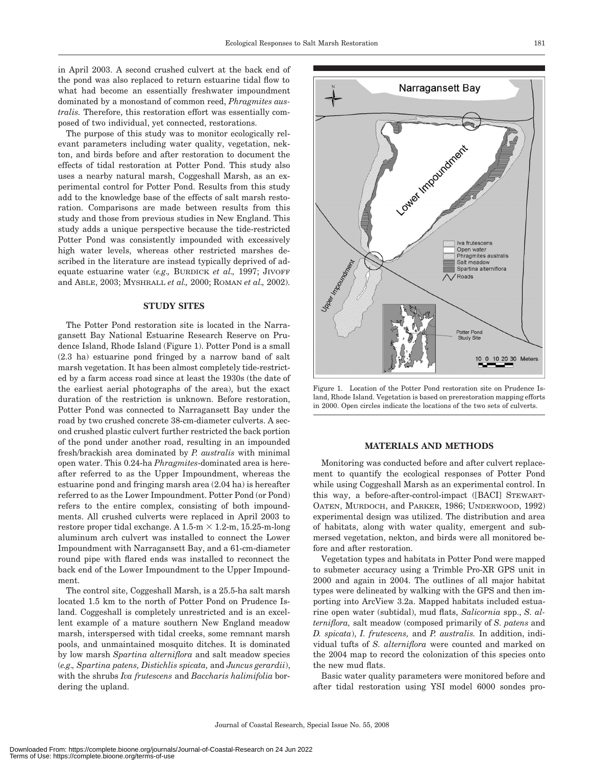in April 2003. A second crushed culvert at the back end of the pond was also replaced to return estuarine tidal flow to what had become an essentially freshwater impoundment dominated by a monostand of common reed, *Phragmites australis.* Therefore, this restoration effort was essentially composed of two individual, yet connected, restorations.

The purpose of this study was to monitor ecologically relevant parameters including water quality, vegetation, nekton, and birds before and after restoration to document the effects of tidal restoration at Potter Pond. This study also uses a nearby natural marsh, Coggeshall Marsh, as an experimental control for Potter Pond. Results from this study add to the knowledge base of the effects of salt marsh restoration. Comparisons are made between results from this study and those from previous studies in New England. This study adds a unique perspective because the tide-restricted Potter Pond was consistently impounded with excessively high water levels, whereas other restricted marshes described in the literature are instead typically deprived of adequate estuarine water (*e.g.,* BURDICK *et al.,* 1997; JIVOFF and ABLE, 2003; MYSHRALL *et al.,* 2000; ROMAN *et al.,* 2002).

## STUDY SITES

The Potter Pond restoration site is located in the Narragansett Bay National Estuarine Research Reserve on Prudence Island, Rhode Island (Figure 1). Potter Pond is a small (2.3 ha) estuarine pond fringed by a narrow band of salt marsh vegetation. It has been almost completely tide-restricted by a farm access road since at least the 1930s (the date of the earliest aerial photographs of the area), but the exact duration of the restriction is unknown. Before restoration, Potter Pond was connected to Narragansett Bay under the road by two crushed concrete 38-cm-diameter culverts. A second crushed plastic culvert further restricted the back portion of the pond under another road, resulting in an impounded fresh/brackish area dominated by *P. australis* with minimal open water. This 0.24-ha *Phragmites*-dominated area is hereafter referred to as the Upper Impoundment, whereas the estuarine pond and fringing marsh area (2.04 ha) is hereafter referred to as the Lower Impoundment. Potter Pond (or Pond) refers to the entire complex, consisting of both impoundments. All crushed culverts were replaced in April 2003 to restore proper tidal exchange. A 1.5-m × 1.2-m, 15.25-m-long aluminum arch culvert was installed to connect the Lower Impoundment with Narragansett Bay, and a 61-cm-diameter round pipe with flared ends was installed to reconnect the back end of the Lower Impoundment to the Upper Impoundment.

The control site, Coggeshall Marsh, is a 25.5-ha salt marsh located 1.5 km to the north of Potter Pond on Prudence Island. Coggeshall is completely unrestricted and is an excellent example of a mature southern New England meadow marsh, interspersed with tidal creeks, some remnant marsh pools, and unmaintained mosquito ditches. It is dominated by low marsh *Spartina alterniflora* and salt meadow species (*e.g., Spartina patens, Distichlis spicata,* and *Juncus gerardii*), with the shrubs *Iva frutescens* and *Baccharis halimifolia* bordering the upland.

Figure 1. Location of the Potter Pond restoration site on Prudence Island, Rhode Island. Vegetation is based on prerestoration mapping efforts in 2000. Open circles indicate the locations of the two sets of culverts.

## MATERIALS AND METHODS

Monitoring was conducted before and after culvert replacement to quantify the ecological responses of Potter Pond while using Coggeshall Marsh as an experimental control. In this way, a before-after-control-impact ([BACI] STEWART-OATEN, MURDOCH, and PARKER, 1986; UNDERWOOD, 1992) experimental design was utilized. The distribution and area of habitats, along with water quality, emergent and submersed vegetation, nekton, and birds were all monitored before and after restoration.

Vegetation types and habitats in Potter Pond were mapped to submeter accuracy using a Trimble Pro-XR GPS unit in 2000 and again in 2004. The outlines of all major habitat types were delineated by walking with the GPS and then importing into ArcView 3.2a. Mapped habitats included estuarine open water (subtidal), mud flats, *Salicornia* spp., *S. alterniflora,* salt meadow (composed primarily of *S. patens* and *D. spicata*), *I. frutescens,* and *P. australis.* In addition, individual tufts of *S. alterniflora* were counted and marked on the 2004 map to record the colonization of this species onto the new mud flats.

Basic water quality parameters were monitored before and after tidal restoration using YSI model 6000 sondes pro-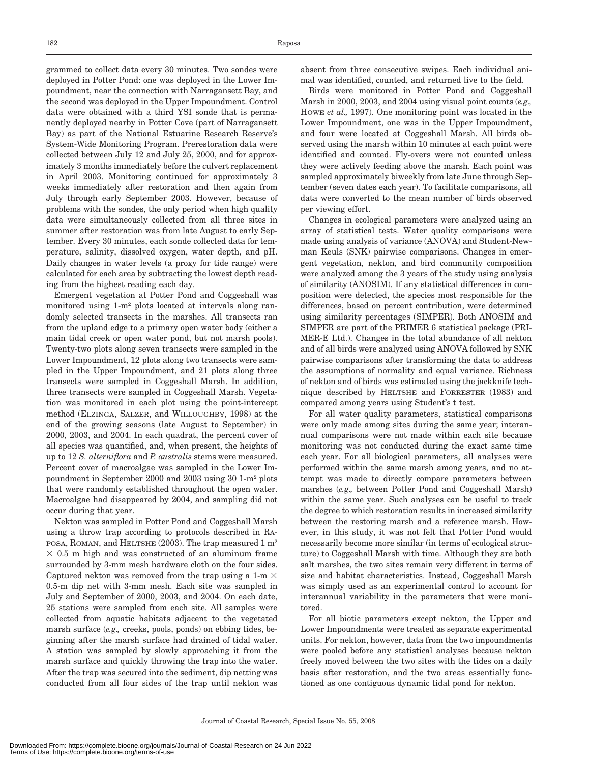grammed to collect data every 30 minutes. Two sondes were deployed in Potter Pond: one was deployed in the Lower Impoundment, near the connection with Narragansett Bay, and the second was deployed in the Upper Impoundment. Control data were obtained with a third YSI sonde that is permanently deployed nearby in Potter Cove (part of Narragansett Bay) as part of the National Estuarine Research Reserve's System-Wide Monitoring Program. Prerestoration data were collected between July 12 and July 25, 2000, and for approximately 3 months immediately before the culvert replacement in April 2003. Monitoring continued for approximately 3 weeks immediately after restoration and then again from July through early September 2003. However, because of problems with the sondes, the only period when high quality data were simultaneously collected from all three sites in summer after restoration was from late August to early September. Every 30 minutes, each sonde collected data for temperature, salinity, dissolved oxygen, water depth, and pH. Daily changes in water levels (a proxy for tide range) were calculated for each area by subtracting the lowest depth reading from the highest reading each day.

Emergent vegetation at Potter Pond and Coggeshall was monitored using 1-m$^2$ plots located at intervals along randomly selected transects in the marshes. All transects ran from the upland edge to a primary open water body (either a main tidal creek or open water pond, but not marsh pools). Twenty-two plots along seven transects were sampled in the Lower Impoundment, 12 plots along two transects were sampled in the Upper Impoundment, and 21 plots along three transects were sampled in Coggeshall Marsh. In addition, three transects were sampled in Coggeshall Marsh. Vegetation was monitored in each plot using the point-intercept method (ELZINGA, SALZER, and WILLOUGHBY, 1998) at the end of the growing seasons (late August to September) in 2000, 2003, and 2004. In each quadrat, the percent cover of all species was quantified, and, when present, the heights of up to 12 *S. alterniflora* and *P. australis* stems were measured. Percent cover of macroalgae was sampled in the Lower Impoundment in September 2000 and 2003 using 30 1-m$^2$ plots that were randomly established throughout the open water. Macroalgae had disappeared by 2004, and sampling did not occur during that year.

Nekton was sampled in Potter Pond and Coggeshall Marsh using a throw trap according to protocols described in RAPOSA, ROMAN, and HELTSHE (2003). The trap measured 1 m$^2$ $\times$ 0.5 m high and was constructed of an aluminum frame surrounded by 3-mm mesh hardware cloth on the four sides. Captured nekton was removed from the trap using a 1-m $\times$ 0.5-m dip net with 3-mm mesh. Each site was sampled in July and September of 2000, 2003, and 2004. On each date, 25 stations were sampled from each site. All samples were collected from aquatic habitats adjacent to the vegetated marsh surface (*e.g.,* creeks, pools, ponds) on ebbing tides, beginning after the marsh surface had drained of tidal water. A station was sampled by slowly approaching it from the marsh surface and quickly throwing the trap into the water. After the trap was secured into the sediment, dip netting was conducted from all four sides of the trap until nekton was absent from three consecutive swipes. Each individual animal was identified, counted, and returned live to the field.

Birds were monitored in Potter Pond and Coggeshall Marsh in 2000, 2003, and 2004 using visual point counts (*e.g.,* HOWE *et al.,* 1997). One monitoring point was located in the Lower Impoundment, one was in the Upper Impoundment, and four were located at Coggeshall Marsh. All birds observed using the marsh within 10 minutes at each point were identified and counted. Fly-overs were not counted unless they were actively feeding above the marsh. Each point was sampled approximately biweekly from late June through September (seven dates each year). To facilitate comparisons, all data were converted to the mean number of birds observed per viewing effort.

Changes in ecological parameters were analyzed using an array of statistical tests. Water quality comparisons were made using analysis of variance (ANOVA) and Student-Newman Keuls (SNK) pairwise comparisons. Changes in emergent vegetation, nekton, and bird community composition were analyzed among the 3 years of the study using analysis of similarity (ANOSIM). If any statistical differences in composition were detected, the species most responsible for the differences, based on percent contribution, were determined using similarity percentages (SIMPER). Both ANOSIM and SIMPER are part of the PRIMER 6 statistical package (PRIMER-E Ltd.). Changes in the total abundance of all nekton and of all birds were analyzed using ANOVA followed by SNK pairwise comparisons after transforming the data to address the assumptions of normality and equal variance. Richness of nekton and of birds was estimated using the jackknife technique described by HELTSHE and FORRESTER (1983) and compared among years using Student's t test.

For all water quality parameters, statistical comparisons were only made among sites during the same year; interannual comparisons were not made within each site because monitoring was not conducted during the exact same time each year. For all biological parameters, all analyses were performed within the same marsh among years, and no attempt was made to directly compare parameters between marshes (*e.g.,* between Potter Pond and Coggeshall Marsh) within the same year. Such analyses can be useful to track the degree to which restoration results in increased similarity between the restoring marsh and a reference marsh. However, in this study, it was not felt that Potter Pond would necessarily become more similar (in terms of ecological structure) to Coggeshall Marsh with time. Although they are both salt marshes, the two sites remain very different in terms of size and habitat characteristics. Instead, Coggeshall Marsh was simply used as an experimental control to account for interannual variability in the parameters that were monitored.

For all biotic parameters except nekton, the Upper and Lower Impoundments were treated as separate experimental units. For nekton, however, data from the two impoundments were pooled before any statistical analyses because nekton freely moved between the two sites with the tides on a daily basis after restoration, and the two areas essentially functioned as one contiguous dynamic tidal pond for nekton.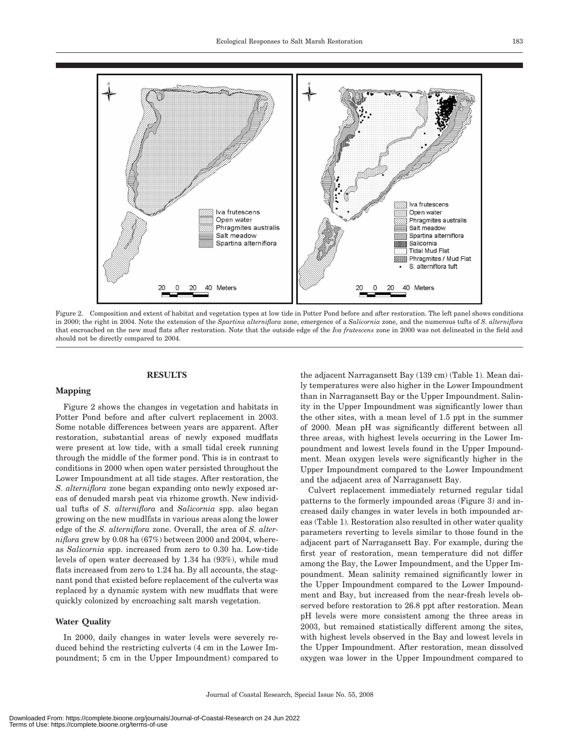Figure 2. Composition and extent of habitat and vegetation types at low tide in Potter Pond before and after restoration. The left panel shows conditions in 2000; the right in 2004. Note the extension of the *Spartina alterniflora* zone, emergence of a *Salicornia* zone, and the numerous tufts of *S. alterniflora* that encroached on the new mud flats after restoration. Note that the outside edge of the *Iva frutescens* zone in 2000 was not delineated in the field and should not be directly compared to 2004.

## RESULTS

### Mapping

Figure 2 shows the changes in vegetation and habitats in Potter Pond before and after culvert replacement in 2003. Some notable differences between years are apparent. After restoration, substantial areas of newly exposed mudflats were present at low tide, with a small tidal creek running through the middle of the former pond. This is in contrast to conditions in 2000 when open water persisted throughout the Lower Impoundment at all tide stages. After restoration, the *S. alterniflora* zone began expanding onto newly exposed areas of denuded marsh peat via rhizome growth. New individual tufts of *S. alterniflora* and *Salicornia* spp. also began growing on the new mudlfats in various areas along the lower edge of the *S. alterniflora* zone. Overall, the area of *S. alterniflora* grew by 0.08 ha (67%) between 2000 and 2004, whereas *Salicornia* spp. increased from zero to 0.30 ha. Low-tide levels of open water decreased by 1.34 ha (93%), while mud flats increased from zero to 1.24 ha. By all accounts, the stagnant pond that existed before replacement of the culverts was replaced by a dynamic system with new mudflats that were quickly colonized by encroaching salt marsh vegetation.

### Water Quality

In 2000, daily changes in water levels were severely reduced behind the restricting culverts (4 cm in the Lower Impoundment; 5 cm in the Upper Impoundment) compared to the adjacent Narragansett Bay (139 cm) (Table 1). Mean daily temperatures were also higher in the Lower Impoundment than in Narragansett Bay or the Upper Impoundment. Salinity in the Upper Impoundment was significantly lower than the other sites, with a mean level of 1.5 ppt in the summer of 2000. Mean pH was significantly different between all three areas, with highest levels occurring in the Lower Impoundment and lowest levels found in the Upper Impoundment. Mean oxygen levels were significantly higher in the Upper Impoundment compared to the Lower Impoundment and the adjacent area of Narragansett Bay.

Culvert replacement immediately returned regular tidal patterns to the formerly impounded areas (Figure 3) and increased daily changes in water levels in both impounded areas (Table 1). Restoration also resulted in other water quality parameters reverting to levels similar to those found in the adjacent part of Narragansett Bay. For example, during the first year of restoration, mean temperature did not differ among the Bay, the Lower Impoundment, and the Upper Impoundment. Mean salinity remained significantly lower in the Upper Impoundment compared to the Lower Impoundment and Bay, but increased from the near-fresh levels observed before restoration to 26.8 ppt after restoration. Mean pH levels were more consistent among the three areas in 2003, but remained statistically different among the sites, with highest levels observed in the Bay and lowest levels in the Upper Impoundment. After restoration, mean dissolved oxygen was lower in the Upper Impoundment compared to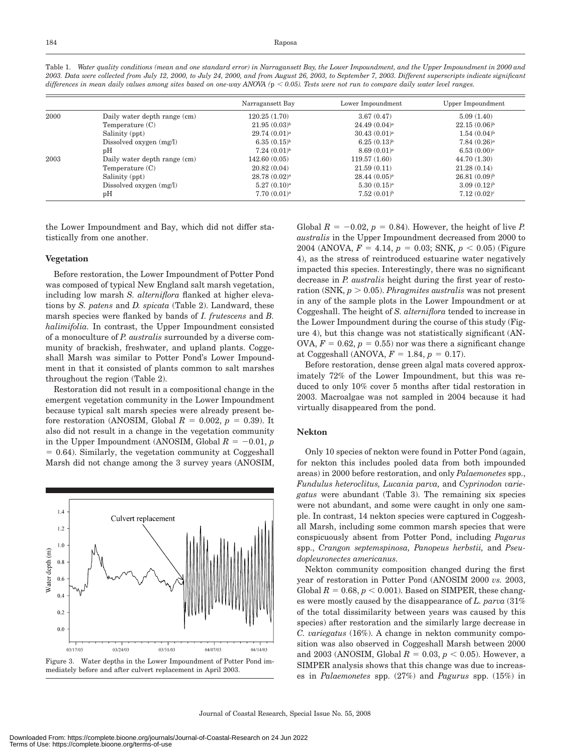Table 1. *Water quality conditions (mean and one standard error) in Narragansett Bay, the Lower Impoundment, and the Upper Impoundment in 2000 and 2003. Data were collected from July 12, 2000, to July 24, 2000, and from August 26, 2003, to September 7, 2003. Different superscripts indicate significant differences in mean daily values among sites based on one-way ANOVA (*p *< 0.05). Tests were not run to compare daily water level ranges.*

| | | Narragansett Bay | Lower Impoundment | Upper Impoundment |
|---|---|---|---|---|
| 2000 | Daily water depth range (cm) | 120.25 (1.70) | 3.67 (0.47) | 5.09 (1.40) |
| | Temperature (C) | 21.95 (0.03)[b] | 24.49 (0.04)[a] | 22.15 (0.06)[b] |
| | Salinity (ppt) | 29.74 (0.01)[a] | 30.43 (0.01)[a] | 1.54 (0.04)[b] |
| | Dissolved oxygen (mg/l) | 6.35 (0.15)[b] | 6.25 (0.13)[b] | 7.84 (0.26)[a] |
| | pH | 7.24 (0.01)[b] | 8.69 (0.01)[a] | 6.53 (0.00)[c] |
| 2003 | Daily water depth range (cm) | 142.60 (0.05) | 119.57 (1.60) | 44.70 (1.30) |
| | Temperature (C) | 20.82 (0.04) | 21.59 (0.11) | 21.28 (0.14) |
| | Salinity (ppt) | 28.78 (0.02)[a] | 28.44 (0.05)[a] | 26.81 (0.09)[b] |
| | Dissolved oxygen (mg/l) | 5.27 (0.10)[a] | 5.30 (0.15)[a] | 3.09 (0.12)[b] |
| | pH | 7.70 (0.01)[a] | 7.52 (0.01)[b] | 7.12 (0.02)[c] |

the Lower Impoundment and Bay, which did not differ statistically from one another.

### Vegetation

Before restoration, the Lower Impoundment of Potter Pond was composed of typical New England salt marsh vegetation, including low marsh *S. alterniflora* flanked at higher elevations by *S. patens* and *D. spicata* (Table 2). Landward, these marsh species were flanked by bands of *I. frutescens* and *B. halimifolia.* In contrast, the Upper Impoundment consisted of a monoculture of *P. australis* surrounded by a diverse community of brackish, freshwater, and upland plants. Coggeshall Marsh was similar to Potter Pond's Lower Impoundment in that it consisted of plants common to salt marshes throughout the region (Table 2).

Restoration did not result in a compositional change in the emergent vegetation community in the Lower Impoundment because typical salt marsh species were already present before restoration (ANOSIM, Global $R = 0.002$, $p = 0.39$). It also did not result in a change in the vegetation community in the Upper Impoundment (ANOSIM, Global $R = -0.01$, $p = 0.64$). Similarly, the vegetation community at Coggeshall Marsh did not change among the 3 survey years (ANOSIM, Global $R = -0.02$, $p = 0.84$). However, the height of live *P. australis* in the Upper Impoundment decreased from 2000 to 2004 (ANOVA, $F = 4.14$, $p = 0.03$; SNK, $p < 0.05$) (Figure 4), as the stress of reintroduced estuarine water negatively impacted this species. Interestingly, there was no significant decrease in *P. australis* height during the first year of restoration (SNK, $p > 0.05$). *Phragmites australis* was not present in any of the sample plots in the Lower Impoundment or at Coggeshall. The height of *S. alterniflora* tended to increase in the Lower Impoundment during the course of this study (Figure 4), but this change was not statistically significant (ANOVA, $F = 0.62$, $p = 0.55$) nor was there a significant change at Coggeshall (ANOVA, $F = 1.84$, $p = 0.17$).

Before restoration, dense green algal mats covered approximately 72% of the Lower Impoundment, but this was reduced to only 10% cover 5 months after tidal restoration in 2003. Macroalgae was not sampled in 2004 because it had virtually disappeared from the pond.

Figure 3. Water depths in the Lower Impoundment of Potter Pond immediately before and after culvert replacement in April 2003.

### Nekton

Only 10 species of nekton were found in Potter Pond (again, for nekton this includes pooled data from both impounded areas) in 2000 before restoration, and only *Palaemonetes* spp., *Fundulus heteroclitus, Lucania parva,* and *Cyprinodon variegatus* were abundant (Table 3). The remaining six species were not abundant, and some were caught in only one sample. In contrast, 14 nekton species were captured in Coggeshall Marsh, including some common marsh species that were conspicuously absent from Potter Pond, including *Pagarus* spp., *Crangon septemspinosa, Panopeus herbstii,* and *Pseudopleuronectes americanus.*

Nekton community composition changed during the first year of restoration in Potter Pond (ANOSIM 2000 *vs.* 2003, Global $R = 0.68$, $p < 0.001$). Based on SIMPER, these changes were mostly caused by the disappearance of *L. parva* (31% of the total dissimilarity between years was caused by this species) after restoration and the similarly large decrease in *C. variegatus* (16%). A change in nekton community composition was also observed in Coggeshall Marsh between 2000 and 2003 (ANOSIM, Global $R = 0.03$, $p < 0.05$). However, a SIMPER analysis shows that this change was due to increases in *Palaemonetes* spp. (27%) and *Pagurus* spp. (15%) in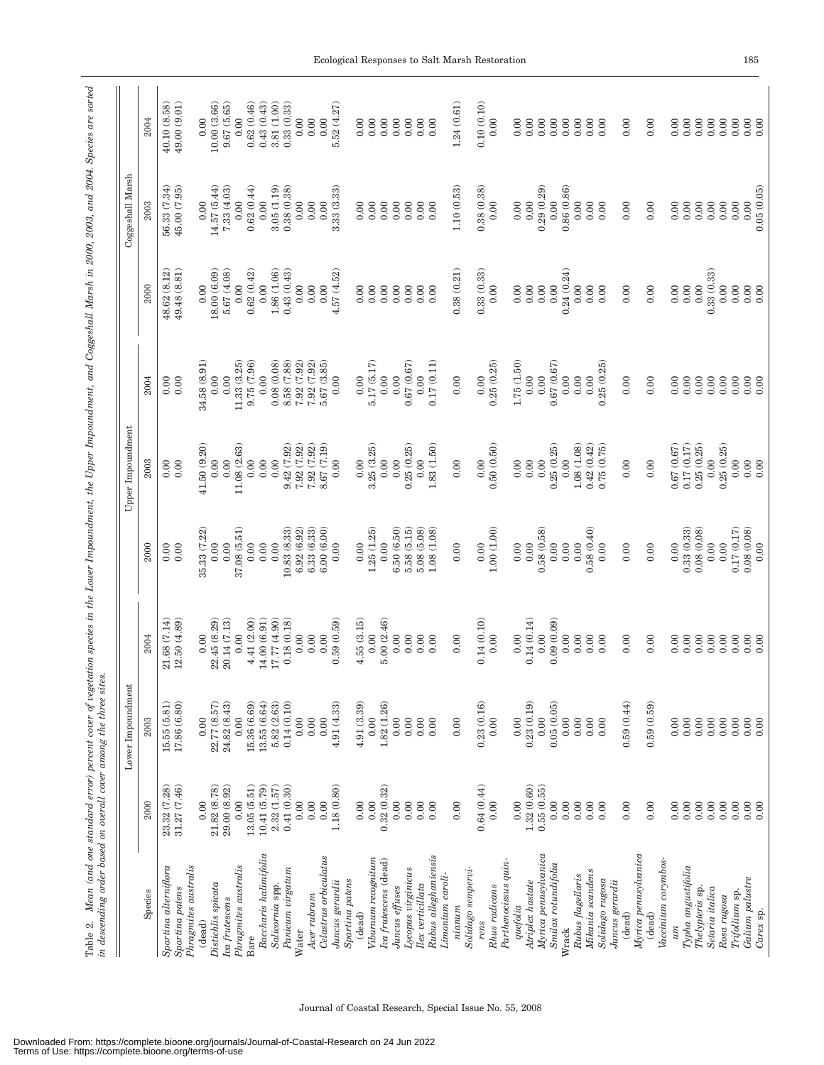Table 2. Mean (and one standard error) percent cover of vegetation species in the Lower Impoundment, the Upper Impoundment, and Coggeshall Marsh in 2000, 2003, and 2004. Species are sorted in descending order based on overall cover among the three sites.

| Species | Lower Impoundment | | | Upper Impoundment | | | Coggeshall Marsh | | |
|---|---|---|---|---|---|---|---|---|---|
| | 2000 | 2003 | 2004 | 2000 | 2003 | 2004 | 2000 | 2003 | 2004 |
| *Spartina alterniflora* | 23.32 (7.28) | 15.55 (5.81) | 21.68 (7.14) | 0.00 | 0.00 | 0.00 | 48.62 (8.12) | 56.33 (7.34) | 40.10 (8.58) |
| *Spartina patens* | 31.27 (7.46) | 17.86 (6.80) | 12.50 (4.89) | 0.00 | 0.00 | 0.00 | 49.48 (8.81) | 45.00 (7.95) | 49.00 (9.01) |
| *Phragmites australis* (dead) | 0.00 | 0.00 | 0.00 | 35.33 (7.22) | 41.50 (9.20) | 34.58 (8.91) | 0.00 | 0.00 | 0.00 |
| *Distichlis spicata* | 21.82 (8.78) | 22.77 (8.57) | 22.45 (8.29) | 0.00 | 0.00 | 0.00 | 18.00 (6.09) | 14.57 (5.44) | 10.00 (3.66) |
| *Iva frutescens* | 29.00 (8.92) | 24.82 (8.43) | 20.14 (7.13) | 0.00 | 0.00 | 0.00 | 5.67 (4.08) | 7.33 (4.03) | 9.67 (5.65) |
| *Phragmites australis* | 0.00 | 0.00 | 0.00 | 37.08 (5.51) | 11.08 (2.63) | 11.33 (3.25) | 0.00 | 0.00 | 0.00 |
| Bare | 13.05 (5.51) | 15.36 (6.69) | 4.41 (2.00) | 0.00 | 0.00 | 9.75 (7.96) | 0.62 (0.42) | 0.62 (0.44) | 0.62 (0.46) |
| *Baccharis halimifolia* | 10.41 (5.79) | 13.55 (6.64) | 14.00 (6.91) | 0.00 | 0.00 | 0.00 | 0.00 | 0.00 | 0.43 (0.43) |
| *Salicornia* spp. | 2.32 (1.57) | 5.82 (2.63) | 17.77 (4.90) | 0.00 | 0.00 | 0.08 (0.08) | 1.86 (1.06) | 3.05 (1.19) | 3.81 (1.00) |
| *Panicum virgatum* | 0.41 (0.30) | 0.14 (0.10) | 0.18 (0.18) | 10.83 (8.33) | 9.42 (7.92) | 8.58 (7.88) | 0.43 (0.43) | 0.38 (0.38) | 0.33 (0.33) |
| Water | 0.00 | 0.00 | 0.00 | 6.92 (6.92) | 7.92 (7.92) | 7.92 (7.92) | 0.00 | 0.00 | 0.00 |
| *Acer rubrum* | 0.00 | 0.00 | 0.00 | 6.33 (6.33) | 7.92 (7.92) | 7.92 (7.92) | 0.00 | 0.00 | 0.00 |
| *Celastrus orbiculatus* | 0.00 | 0.00 | 0.00 | 6.00 (6.00) | 8.67 (7.19) | 5.67 (3.85) | 0.00 | 0.00 | 0.00 |
| *Juncus gerardii* | 1.18 (0.80) | 4.91 (4.33) | 0.59 (0.59) | 0.00 | 0.00 | 0.00 | 4.57 (4.52) | 3.33 (3.33) | 5.52 (4.27) |
| *Spartina patens* (dead) | 0.00 | 4.91 (3.39) | 4.55 (3.15) | 0.00 | 0.00 | 0.00 | 0.00 | 0.00 | 0.00 |
| *Viburnum recognitum* | 0.00 | 0.00 | 0.00 | 1.25 (1.25) | 3.25 (3.25) | 5.17 (5.17) | 0.00 | 0.00 | 0.00 |
| *Iva frutescens* (dead) | 0.32 (0.32) | 1.82 (1.26) | 5.00 (2.46) | 0.00 | 0.00 | 0.00 | 0.00 | 0.00 | 0.00 |
| *Juncus effuses* | 0.00 | 0.00 | 0.00 | 6.50 (6.50) | 0.00 | 0.00 | 0.00 | 0.00 | 0.00 |
| *Lycopus virginicus* | 0.00 | 0.00 | 0.00 | 5.58 (5.15) | 0.25 (0.25) | 0.67 (0.67) | 0.00 | 0.00 | 0.00 |
| *Ilex verticillata* | 0.00 | 0.00 | 0.00 | 5.08 (5.08) | 0.00 | 0.00 | 0.00 | 0.00 | 0.00 |
| *Rubus allegheniensis* | 0.00 | 0.00 | 0.00 | 1.08 (1.08) | 1.83 (1.50) | 0.17 (0.11) | 0.00 | 0.00 | 0.00 |
| *Limonium carolinianum* | 0.00 | 0.00 | 0.00 | 0.00 | 0.00 | 0.00 | 0.38 (0.21) | 1.10 (0.53) | 1.24 (0.61) |
| *Solidago sempervirens* | 0.64 (0.44) | 0.23 (0.16) | 0.14 (0.10) | 0.00 | 0.00 | 0.00 | 0.33 (0.33) | 0.38 (0.38) | 0.10 (0.10) |
| *Rhus radicans* | 0.00 | 0.00 | 0.00 | 1.00 (1.00) | 0.50 (0.50) | 0.25 (0.25) | 0.00 | 0.00 | 0.00 |
| *Parthenocissus quinquefolia* | 0.00 | 0.00 | 0.00 | 0.00 | 0.00 | 1.75 (1.50) | 0.00 | 0.00 | 0.00 |
| *Atriplex hastate* | 1.32 (0.60) | 0.23 (0.19) | 0.14 (0.14) | 0.00 | 0.00 | 0.00 | 0.00 | 0.00 | 0.00 |
| *Myrica pennsylvanica* | 0.55 (0.55) | 0.00 | 0.00 | 0.58 (0.58) | 0.00 | 0.00 | 0.00 | 0.29 (0.29) | 0.00 |
| *Smilax rotundifolia* | 0.00 | 0.05 (0.05) | 0.09 (0.09) | 0.00 | 0.25 (0.25) | 0.67 (0.67) | 0.00 | 0.00 | 0.00 |
| Wrack | 0.00 | 0.00 | 0.00 | 0.00 | 0.00 | 0.00 | 0.24 (0.24) | 0.86 (0.86) | 0.00 |
| *Rubus flagellaris* | 0.00 | 0.00 | 0.00 | 0.00 | 1.08 (1.08) | 0.00 | 0.00 | 0.00 | 0.00 |
| *Mikania scandens* | 0.00 | 0.00 | 0.00 | 0.58 (0.40) | 0.42 (0.42) | 0.00 | 0.00 | 0.00 | 0.00 |
| *Solidago rugosa* | 0.00 | 0.00 | 0.00 | 0.00 | 0.75 (0.75) | 0.25 (0.25) | 0.00 | 0.00 | 0.00 |
| *Juncus gerardii* (dead) | 0.00 | 0.59 (0.44) | 0.00 | 0.00 | 0.00 | 0.00 | 0.00 | 0.00 | 0.00 |
| *Myrica pennsylvanica* (dead) | 0.00 | 0.59 (0.59) | 0.00 | 0.00 | 0.00 | 0.00 | 0.00 | 0.00 | 0.00 |
| *Vaccinium corymbosum* | 0.00 | 0.00 | 0.00 | 0.00 | 0.67 (0.67) | 0.00 | 0.00 | 0.00 | 0.00 |
| *Typha angustifolia* | 0.00 | 0.00 | 0.00 | 0.33 (0.33) | 0.17 (0.17) | 0.00 | 0.00 | 0.00 | 0.00 |
| *Thelypteris* sp. | 0.00 | 0.00 | 0.00 | 0.08 (0.08) | 0.25 (0.25) | 0.00 | 0.00 | 0.00 | 0.00 |
| *Setaria italica* | 0.00 | 0.00 | 0.00 | 0.00 | 0.00 | 0.00 | 0.33 (0.33) | 0.00 | 0.00 |
| *Rosa rugosa* | 0.00 | 0.00 | 0.00 | 0.00 | 0.25 (0.25) | 0.00 | 0.00 | 0.00 | 0.00 |
| *Trifollium* sp. | 0.00 | 0.00 | 0.00 | 0.17 (0.17) | 0.00 | 0.00 | 0.00 | 0.00 | 0.00 |
| *Galium palustre* | 0.00 | 0.00 | 0.00 | 0.08 (0.08) | 0.00 | 0.00 | 0.00 | 0.00 | 0.00 |
| *Carex* sp. | 0.00 | 0.00 | 0.00 | 0.00 | 0.00 | 0.00 | 0.00 | 0.05 (0.05) | 0.00 |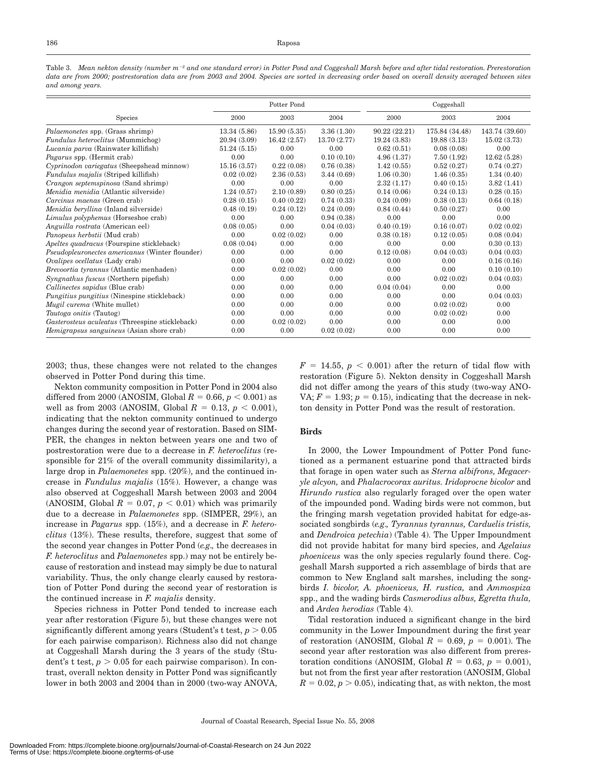Table 3. *Mean nekton density (number m⁻² and one standard error) in Potter Pond and Coggeshall Marsh before and after tidal restoration. Prerestoration data are from 2000; postrestoration data are from 2003 and 2004. Species are sorted in decreasing order based on overall density averaged between sites and among years.*

| Species | Potter Pond | | | Coggeshall | | |
|---|---|---|---|---|---|---|
| | 2000 | 2003 | 2004 | 2000 | 2003 | 2004 |
| *Palaemonetes* spp. (Grass shrimp) | 13.34 (5.86) | 15.90 (5.35) | 3.36 (1.30) | 90.22 (22.21) | 175.84 (34.48) | 143.74 (39.60) |
| *Fundulus heteroclitus* (Mummichog) | 20.94 (3.09) | 16.42 (2.57) | 13.70 (2.77) | 19.24 (3.83) | 19.88 (3.13) | 15.02 (3.73) |
| *Lucania parva* (Rainwater killifish) | 51.24 (5.15) | 0.00 | 0.00 | 0.62 (0.51) | 0.08 (0.08) | 0.00 |
| *Pagarus* spp. (Hermit crab) | 0.00 | 0.00 | 0.10 (0.10) | 4.96 (1.37) | 7.50 (1.92) | 12.62 (5.28) |
| *Cyprinodon variegatus* (Sheepshead minnow) | 15.16 (3.57) | 0.22 (0.08) | 0.76 (0.38) | 1.42 (0.55) | 0.52 (0.27) | 0.74 (0.27) |
| *Fundulus majalis* (Striped killifish) | 0.02 (0.02) | 2.36 (0.53) | 3.44 (0.69) | 1.06 (0.30) | 1.46 (0.35) | 1.34 (0.40) |
| *Crangon septemspinosa* (Sand shrimp) | 0.00 | 0.00 | 0.00 | 2.32 (1.17) | 0.40 (0.15) | 3.82 (1.41) |
| *Menidia menidia* (Atlantic silverside) | 1.24 (0.57) | 2.10 (0.89) | 0.80 (0.25) | 0.14 (0.06) | 0.24 (0.13) | 0.28 (0.15) |
| *Carcinus maenas* (Green crab) | 0.28 (0.15) | 0.40 (0.22) | 0.74 (0.33) | 0.24 (0.09) | 0.38 (0.13) | 0.64 (0.18) |
| *Menidia beryllina* (Inland silverside) | 0.48 (0.19) | 0.24 (0.12) | 0.24 (0.09) | 0.84 (0.44) | 0.50 (0.27) | 0.00 |
| *Limulus polyphemus* (Horseshoe crab) | 0.00 | 0.00 | 0.94 (0.38) | 0.00 | 0.00 | 0.00 |
| *Anguilla rostrata* (American eel) | 0.08 (0.05) | 0.00 | 0.04 (0.03) | 0.40 (0.19) | 0.16 (0.07) | 0.02 (0.02) |
| *Panopeus herbstii* (Mud crab) | 0.00 | 0.02 (0.02) | 0.00 | 0.38 (0.18) | 0.12 (0.05) | 0.08 (0.04) |
| *Apeltes quadracus* (Fourspine stickleback) | 0.08 (0.04) | 0.00 | 0.00 | 0.00 | 0.00 | 0.30 (0.13) |
| *Pseudopleuronectes americanus* (Winter flounder) | 0.00 | 0.00 | 0.00 | 0.12 (0.08) | 0.04 (0.03) | 0.04 (0.03) |
| *Ovalipes ocellatus* (Lady crab) | 0.00 | 0.00 | 0.02 (0.02) | 0.00 | 0.00 | 0.16 (0.16) |
| *Brevoortia tyrannus* (Atlantic menhaden) | 0.00 | 0.02 (0.02) | 0.00 | 0.00 | 0.00 | 0.10 (0.10) |
| *Syngnathus fuscus* (Northern pipefish) | 0.00 | 0.00 | 0.00 | 0.00 | 0.02 (0.02) | 0.04 (0.03) |
| *Callinectes sapidus* (Blue crab) | 0.00 | 0.00 | 0.00 | 0.04 (0.04) | 0.00 | 0.00 |
| *Pungitius pungitius* (Ninespine stickleback) | 0.00 | 0.00 | 0.00 | 0.00 | 0.00 | 0.04 (0.03) |
| *Mugil curema* (White mullet) | 0.00 | 0.00 | 0.00 | 0.00 | 0.02 (0.02) | 0.00 |
| *Tautoga onitis* (Tautog) | 0.00 | 0.00 | 0.00 | 0.00 | 0.02 (0.02) | 0.00 |
| *Gasterosteus aculeatus* (Threespine stickleback) | 0.00 | 0.02 (0.02) | 0.00 | 0.00 | 0.00 | 0.00 |
| *Hemigrapsus sanguineus* (Asian shore crab) | 0.00 | 0.00 | 0.02 (0.02) | 0.00 | 0.00 | 0.00 |

2003; thus, these changes were not related to the changes observed in Potter Pond during this time.

Nekton community composition in Potter Pond in 2004 also differed from 2000 (ANOSIM, Global $R = 0.66$, $p < 0.001$) as well as from 2003 (ANOSIM, Global $R = 0.13$, $p < 0.001$), indicating that the nekton community continued to undergo changes during the second year of restoration. Based on SIMPER, the changes in nekton between years one and two of postrestoration were due to a decrease in *F. heteroclitus* (responsible for 21% of the overall community dissimilarity), a large drop in *Palaemonetes* spp. (20%), and the continued increase in *Fundulus majalis* (15%). However, a change was also observed at Coggeshall Marsh between 2003 and 2004 (ANOSIM, Global $R = 0.07$, $p < 0.01$) which was primarily due to a decrease in *Palaemonetes* spp. (SIMPER, 29%), an increase in *Pagarus* spp. (15%), and a decrease in *F. heteroclitus* (13%). These results, therefore, suggest that some of the second year changes in Potter Pond (*e.g.,* the decreases in *F. heteroclitus* and *Palaemonetes* spp.) may not be entirely because of restoration and instead may simply be due to natural variability. Thus, the only change clearly caused by restoration of Potter Pond during the second year of restoration is the continued increase in *F. majalis* density.

Species richness in Potter Pond tended to increase each year after restoration (Figure 5), but these changes were not significantly different among years (Student's t test, $p > 0.05$ for each pairwise comparison). Richness also did not change at Coggeshall Marsh during the 3 years of the study (Student's t test, $p > 0.05$ for each pairwise comparison). In contrast, overall nekton density in Potter Pond was significantly lower in both 2003 and 2004 than in 2000 (two-way ANOVA, $F = 14.55$, $p < 0.001$) after the return of tidal flow with restoration (Figure 5). Nekton density in Coggeshall Marsh did not differ among the years of this study (two-way ANOVA; $F = 1.93$; $p = 0.15$), indicating that the decrease in nekton density in Potter Pond was the result of restoration.

### Birds

In 2000, the Lower Impoundment of Potter Pond functioned as a permanent estuarine pond that attracted birds that forage in open water such as *Sterna albifrons, Megaceryle alcyon,* and *Phalacrocorax auritus. Iridoprocne bicolor* and *Hirundo rustica* also regularly foraged over the open water of the impounded pond. Wading birds were not common, but the fringing marsh vegetation provided habitat for edge-associated songbirds (*e.g., Tyrannus tyrannus, Carduelis tristis,* and *Dendroica petechia*) (Table 4). The Upper Impoundment did not provide habitat for many bird species, and *Agelaius phoeniceus* was the only species regularly found there. Coggeshall Marsh supported a rich assemblage of birds that are common to New England salt marshes, including the songbirds *I. bicolor, A. phoeniceus, H. rustica,* and *Ammospiza* spp., and the wading birds *Casmerodius albus, Egretta thula,* and *Ardea herodias* (Table 4).

Tidal restoration induced a significant change in the bird community in the Lower Impoundment during the first year of restoration (ANOSIM, Global $R = 0.69$, $p = 0.001$). The second year after restoration was also different from prerestoration conditions (ANOSIM, Global $R = 0.63$, $p = 0.001$), but not from the first year after restoration (ANOSIM, Global $R = 0.02$, $p > 0.05$), indicating that, as with nekton, the most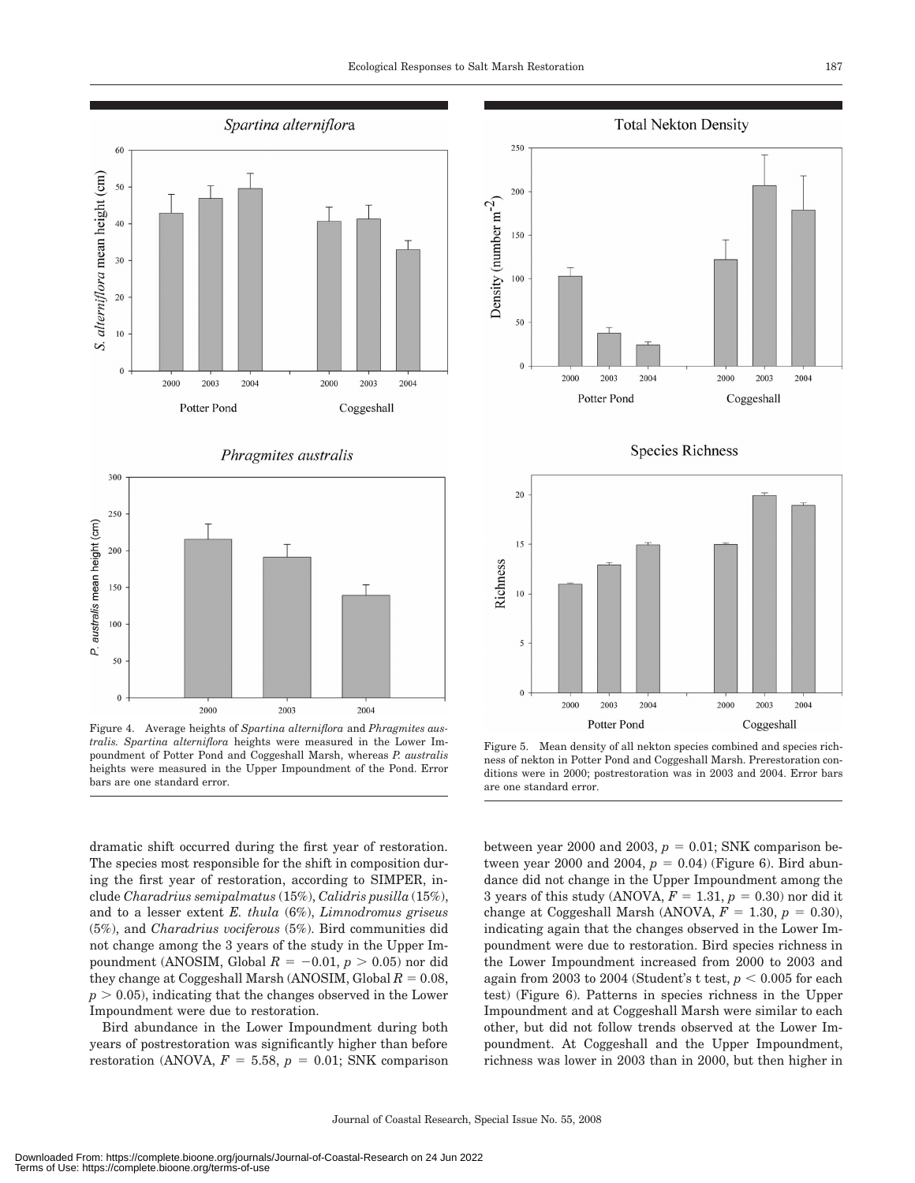Figure 4. Average heights of *Spartina alterniflora* and *Phragmites australis*. *Spartina alterniflora* heights were measured in the Lower Impoundment of Potter Pond and Coggeshall Marsh, whereas *P. australis* heights were measured in the Upper Impoundment of the Pond. Error bars are one standard error.

Figure 5. Mean density of all nekton species combined and species richness of nekton in Potter Pond and Coggeshall Marsh. Prerestoration conditions were in 2000; postrestoration was in 2003 and 2004. Error bars are one standard error.

dramatic shift occurred during the first year of restoration. The species most responsible for the shift in composition during the first year of restoration, according to SIMPER, include *Charadrius semipalmatus* (15%), *Calidris pusilla* (15%), and to a lesser extent *E. thula* (6%), *Limnodromus griseus* (5%), and *Charadrius vociferous* (5%). Bird communities did not change among the 3 years of the study in the Upper Impoundment (ANOSIM, Global $R = -0.01$, $p > 0.05$) nor did they change at Coggeshall Marsh (ANOSIM, Global $R = 0.08$, $p > 0.05$), indicating that the changes observed in the Lower Impoundment were due to restoration.

Bird abundance in the Lower Impoundment during both years of postrestoration was significantly higher than before restoration (ANOVA, $F = 5.58$, $p = 0.01$; SNK comparison between year 2000 and 2003, $p = 0.01$; SNK comparison between year 2000 and 2004, $p = 0.04$) (Figure 6). Bird abundance did not change in the Upper Impoundment among the 3 years of this study (ANOVA, $F = 1.31$, $p = 0.30$) nor did it change at Coggeshall Marsh (ANOVA, $F = 1.30$, $p = 0.30$), indicating again that the changes observed in the Lower Impoundment were due to restoration. Bird species richness in the Lower Impoundment increased from 2000 to 2003 and again from 2003 to 2004 (Student's t test, $p < 0.005$ for each test) (Figure 6). Patterns in species richness in the Upper Impoundment and at Coggeshall Marsh were similar to each other, but did not follow trends observed at the Lower Impoundment. At Coggeshall and the Upper Impoundment, richness was lower in 2003 than in 2000, but then higher in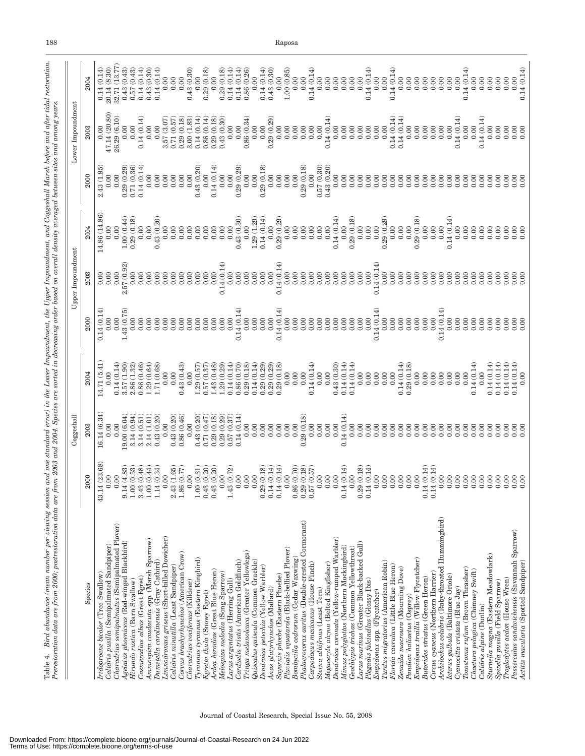Table 4. Bird abundance (mean number per viewing session and one standard error) in the Lower Impoundment, the Upper Impoundment, and Coggeshall Marsh before and after tidal restoration. Prerestoration data are from 2000; postrestoration data are from 2003 and 2004. Species are sorted in decreasing order based on overall density averaged between sites and among years.

| Species | Coggeshall | | | Upper Impoundment | | | Lower Impoundment | | |
|---|---|---|---|---|---|---|---|---|---|
| | 2000 | 2003 | 2004 | 2000 | 2003 | 2004 | 2000 | 2003 | 2004 |
| *Iridoprocne bicolor* (Tree Swallow) | 43.14 (23.68) | 16.14 (6.34) | 14.71 (5.41) | 0.14 (0.14) | 0.00 | 14.86 (14.86) | 2.43 (1.95) | 0.00 | 0.14 (0.14) |
| *Calidris pusilla* (Semipalmated Sandpiper) | 0.00 | 0.00 | 0.00 | 0.00 | 0.00 | 0.00 | 0.00 | 47.14 (20.80) | 20.14 (8.30) |
| *Charadrius semipalmatus* (Semipalmated Plover) | 0.00 | 0.00 | 0.14 (0.14) | 0.00 | 0.00 | 0.00 | 0.00 | 26.29 (6.10) | 32.71 (13.77) |
| *Agelaius phoeniceus* (Red-winged Blackbird) | 9.14 (4.83) | 19.00 (6.04) | 3.57 (1.90) | 1.43 (0.75) | 2.57 (0.92) | 1.00 (0.44) | 0.29 (0.29) | 0.00 | 0.43 (0.43) |
| *Hirundo rustica* (Barn Swallow) | 1.00 (0.53) | 3.14 (0.94) | 2.86 (1.32) | 0.00 | 0.00 | 0.29 (0.18) | 0.71 (0.36) | 0.00 | 0.57 (0.43) |
| *Casmerodius albus* (Great Egret) | 3.43 (0.48) | 3.14 (0.51) | 0.86 (0.46) | 0.00 | 0.00 | 0.00 | 0.14 (0.14) | 0.14 (0.14) | 0.14 (0.14) |
| *Ammospiza caudacuta* spp. (Marsh Sparrow) | 1.00 (0.44) | 2.14 (1.01) | 1.29 (0.64) | 0.00 | 0.00 | 0.00 | 0.00 | 0.00 | 0.43 (0.30) |
| *Dumetella carolinensis* (Gray Catbird) | 1.14 (0.34) | 0.43 (0.20) | 1.71 (0.68) | 0.00 | 0.00 | 0.43 (0.20) | 0.00 | 0.00 | 0.14 (0.14) |
| *Limnodromus griseus* (Short-billed Dowicher) | 0.00 | 0.00 | 0.00 | 0.00 | 0.00 | 0.00 | 0.00 | 3.57 (3.07) | 0.00 |
| *Calidris minutilla* (Least Sandpiper) | 2.43 (1.65) | 0.43 (0.20) | 0.00 | 0.00 | 0.00 | 0.00 | 0.00 | 0.71 (0.57) | 0.00 |
| *Corvus brachyrhynchos* (American Crow) | 1.86 (0.77) | 0.86 (0.46) | 0.43 (0.43) | 0.00 | 0.00 | 0.00 | 0.00 | 0.29 (0.18) | 0.00 |
| *Charadrius vociferous* (Killdeer) | 0.00 | 0.00 | 0.00 | 0.00 | 0.00 | 0.00 | 0.00 | 3.00 (1.83) | 0.43 (0.30) |
| *Tyrannus tyrannus* (Eastern Kingbird) | 1.00 (0.31) | 0.43 (0.20) | 1.29 (0.57) | 0.00 | 0.00 | 0.00 | 0.43 (0.20) | 0.14 (0.14) | 0.00 |
| *Egretta thula* (Snowy Egret) | 0.43 (0.20) | 0.71 (0.47) | 0.57 (0.37) | 0.00 | 0.00 | 0.00 | 0.00 | 0.86 (0.14) | 0.29 (0.18) |
| *Ardea herodias* (Great Blue Heron) | 0.43 (0.20) | 0.29 (0.18) | 1.43 (0.48) | 0.00 | 0.00 | 0.00 | 0.14 (0.14) | 0.29 (0.18) | 0.00 |
| *Melospiza melodia* (Song Sparrow) | 0.00 | 0.29 (0.29) | 1.29 (0.29) | 0.00 | 0.14 (0.14) | 0.00 | 0.00 | 0.43 (0.30) | 0.29 (0.18) |
| *Larus argentatus* (Herring Gull) | 1.43 (0.72) | 0.57 (0.37) | 0.14 (0.14) | 0.00 | 0.00 | 0.00 | 0.00 | 0.00 | 0.14 (0.14) |
| *Carduelis tristis* (American Goldfinch) | 0.00 | 0.14 (0.14) | 0.86 (0.70) | 0.14 (0.14) | 0.00 | 0.43 (0.30) | 0.29 (0.29) | 0.00 | 0.14 (0.14) |
| *Tringa melanoleuca* (Greater Yellowlegs) | 0.00 | 0.00 | 0.29 (0.18) | 0.00 | 0.00 | 0.00 | 0.00 | 0.86 (0.34) | 0.86 (0.26) |
| *Quiscalus quiscula* (Common Grackle) | 0.00 | 0.00 | 0.14 (0.14) | 0.00 | 0.00 | 1.29 (1.29) | 0.00 | 0.00 | 0.00 |
| *Dendroica petechia* (Yellow Warbler) | 0.29 (0.18) | 0.00 | 0.29 (0.29) | 0.00 | 0.00 | 0.14 (0.14) | 0.29 (0.18) | 0.00 | 0.14 (0.14) |
| *Anas platyrhynchos* (Mallard) | 0.14 (0.14) | 0.00 | 0.29 (0.29) | 0.00 | 0.00 | 0.00 | 0.00 | 0.29 (0.29) | 0.43 (0.30) |
| *Sayornis phoebe* (Eastern Phoebe) | 0.14 (0.14) | 0.00 | 0.29 (0.18) | 0.14 (0.14) | 0.14 (0.14) | 0.29 (0.29) | 0.00 | 0.00 | 0.00 |
| *Pluvialis squatarola* (Black-bellied Plover) | 0.00 | 0.00 | 0.00 | 0.00 | 0.00 | 0.00 | 0.00 | 0.00 | 1.00 (0.85) |
| *Bombycilla cedrorum* (Cedar Waxwing) | 0.86 (0.70) | 0.00 | 0.00 | 0.00 | 0.00 | 0.00 | 0.00 | 0.00 | 0.00 |
| *Phalacrocorax auritus* (Double-crested Cormorant) | 0.29 (0.18) | 0.29 (0.18) | 0.00 | 0.00 | 0.00 | 0.00 | 0.29 (0.18) | 0.00 | 0.00 |
| *Carpodacus mexicanus* (House Finch) | 0.57 (0.57) | 0.00 | 0.14 (0.14) | 0.00 | 0.00 | 0.00 | 0.00 | 0.00 | 0.14 (0.14) |
| *Sterna albifrons* (Least Tern) | 0.00 | 0.00 | 0.00 | 0.00 | 0.00 | 0.00 | 0.57 (0.30) | 0.00 | 0.00 |
| *Megaceryle alcyon* (Belted Kingfisher) | 0.00 | 0.00 | 0.00 | 0.00 | 0.00 | 0.00 | 0.43 (0.20) | 0.14 (0.14) | 0.00 |
| *Dendroica coronata* (Yellow-rumped Warbler) | 0.00 | 0.00 | 0.43 (0.30) | 0.00 | 0.00 | 0.14 (0.14) | 0.00 | 0.00 | 0.00 |
| *Mimus polyglottos* (Northern Mockingbird) | 0.14 (0.14) | 0.14 (0.14) | 0.14 (0.14) | 0.00 | 0.00 | 0.00 | 0.00 | 0.00 | 0.00 |
| *Geothlypis trichas* (Common Yellowthroat) | 0.00 | 0.00 | 0.14 (0.14) | 0.00 | 0.00 | 0.29 (0.18) | 0.00 | 0.00 | 0.00 |
| *Larus marinus* (Greater Black-backed Gull) | 0.29 (0.18) | 0.00 | 0.00 | 0.00 | 0.00 | 0.00 | 0.00 | 0.00 | 0.00 |
| *Plegadis falcinellus* (Glossy Ibis) | 0.14 (0.14) | 0.00 | 0.00 | 0.00 | 0.00 | 0.00 | 0.00 | 0.00 | 0.14 (0.14) |
| *Empidonax* spp. (Flycatcher) | 0.00 | 0.00 | 0.00 | 0.14 (0.14) | 0.14 (0.14) | 0.00 | 0.00 | 0.00 | 0.00 |
| *Turdus migratorius* (American Robin) | 0.00 | 0.00 | 0.00 | 0.00 | 0.00 | 0.29 (0.29) | 0.00 | 0.00 | 0.00 |
| *Florida caerulea* (Little Blue Heron) | 0.00 | 0.00 | 0.00 | 0.00 | 0.00 | 0.00 | 0.00 | 0.14 (0.14) | 0.14 (0.14) |
| *Zenaida macroura* (Mourning Dove) | 0.00 | 0.00 | 0.14 (0.14) | 0.00 | 0.00 | 0.00 | 0.00 | 0.14 (0.14) | 0.00 |
| *Pandion haliaetus* (Osprey) | 0.00 | 0.00 | 0.29 (0.18) | 0.00 | 0.00 | 0.00 | 0.00 | 0.00 | 0.00 |
| *Empidonax traillii* (Willow Flycatcher) | 0.00 | 0.00 | 0.00 | 0.00 | 0.00 | 0.29 (0.18) | 0.00 | 0.00 | 0.00 |
| *Butorides striatus* (Green Heron) | 0.14 (0.14) | 0.00 | 0.00 | 0.00 | 0.00 | 0.00 | 0.00 | 0.00 | 0.00 |
| *Circus cyaneus* (Northern Harrier) | 0.14 (0.14) | 0.00 | 0.00 | 0.00 | 0.00 | 0.00 | 0.00 | 0.00 | 0.00 |
| *Archilochus colubris* (Ruby-throated Hummingbird) | 0.00 | 0.00 | 0.00 | 0.14 (0.14) | 0.00 | 0.00 | 0.00 | 0.00 | 0.00 |
| *Icterus galbula* (Baltimore Oriole) | 0.00 | 0.00 | 0.00 | 0.00 | 0.00 | 0.14 (0.14) | 0.00 | 0.00 | 0.00 |
| *Cyanocitta cristata* (Blue Jay) | 0.00 | 0.00 | 0.00 | 0.00 | 0.00 | 0.00 | 0.00 | 0.14 (0.14) | 0.00 |
| *Toxostoma rufum* (Brown Thrasher) | 0.00 | 0.00 | 0.00 | 0.00 | 0.00 | 0.00 | 0.00 | 0.00 | 0.14 (0.14) |
| *Chaetura pelagica* (Chimney Swift) | 0.00 | 0.00 | 0.14 (0.14) | 0.00 | 0.00 | 0.00 | 0.00 | 0.00 | 0.00 |
| *Calidris alpine* (Dunlin) | 0.00 | 0.00 | 0.00 | 0.00 | 0.00 | 0.00 | 0.00 | 0.14 (0.14) | 0.00 |
| *Sturnella magna* (Eastern Meadowlark) | 0.00 | 0.00 | 0.14 (0.14) | 0.00 | 0.00 | 0.00 | 0.00 | 0.00 | 0.00 |
| *Spizella pusilla* (Field Sparrow) | 0.00 | 0.00 | 0.14 (0.14) | 0.00 | 0.00 | 0.00 | 0.00 | 0.00 | 0.00 |
| *Troglodytes aedon* (House Wren) | 0.00 | 0.00 | 0.14 (0.14) | 0.00 | 0.00 | 0.00 | 0.00 | 0.00 | 0.00 |
| *Passerculus sandwichensis* (Savannah Sparrow) | 0.00 | 0.00 | 0.14 (0.14) | 0.00 | 0.00 | 0.00 | 0.00 | 0.00 | 0.00 |
| *Actitis macularia* (Spotted Sandpiper) | 0.00 | 0.00 | 0.00 | 0.00 | 0.00 | 0.00 | 0.00 | 0.00 | 0.14 (0.14) |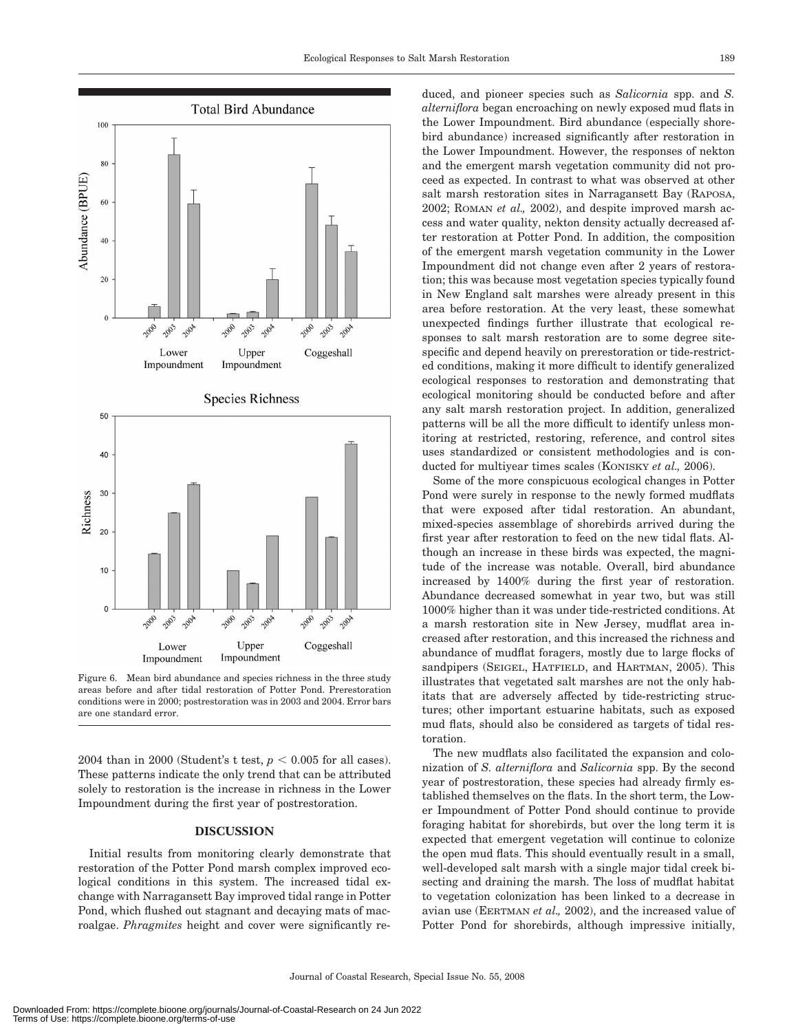Figure 6. Mean bird abundance and species richness in the three study areas before and after tidal restoration of Potter Pond. Prerestoration conditions were in 2000; postrestoration was in 2003 and 2004. Error bars are one standard error.

2004 than in 2000 (Student's t test, $p < 0.005$ for all cases). These patterns indicate the only trend that can be attributed solely to restoration is the increase in richness in the Lower Impoundment during the first year of postrestoration.

## DISCUSSION

Initial results from monitoring clearly demonstrate that restoration of the Potter Pond marsh complex improved ecological conditions in this system. The increased tidal exchange with Narragansett Bay improved tidal range in Potter Pond, which flushed out stagnant and decaying mats of macroalgae. *Phragmites* height and cover were significantly reduced, and pioneer species such as *Salicornia* spp. and *S. alterniflora* began encroaching on newly exposed mud flats in the Lower Impoundment. Bird abundance (especially shorebird abundance) increased significantly after restoration in the Lower Impoundment. However, the responses of nekton and the emergent marsh vegetation community did not proceed as expected. In contrast to what was observed at other salt marsh restoration sites in Narragansett Bay (RAPOSA, 2002; ROMAN *et al.,* 2002), and despite improved marsh access and water quality, nekton density actually decreased after restoration at Potter Pond. In addition, the composition of the emergent marsh vegetation community in the Lower Impoundment did not change even after 2 years of restoration; this was because most vegetation species typically found in New England salt marshes were already present in this area before restoration. At the very least, these somewhat unexpected findings further illustrate that ecological responses to salt marsh restoration are to some degree site-specific and depend heavily on prerestoration or tide-restricted conditions, making it more difficult to identify generalized ecological responses to restoration and demonstrating that ecological monitoring should be conducted before and after any salt marsh restoration project. In addition, generalized patterns will be all the more difficult to identify unless monitoring at restricted, restoring, reference, and control sites uses standardized or consistent methodologies and is conducted for multiyear times scales (KONISKY *et al.,* 2006).

Some of the more conspicuous ecological changes in Potter Pond were surely in response to the newly formed mudflats that were exposed after tidal restoration. An abundant, mixed-species assemblage of shorebirds arrived during the first year after restoration to feed on the new tidal flats. Although an increase in these birds was expected, the magnitude of the increase was notable. Overall, bird abundance increased by 1400% during the first year of restoration. Abundance decreased somewhat in year two, but was still 1000% higher than it was under tide-restricted conditions. At a marsh restoration site in New Jersey, mudflat area increased after restoration, and this increased the richness and abundance of mudflat foragers, mostly due to large flocks of sandpipers (SEIGEL, HATFIELD, and HARTMAN, 2005). This illustrates that vegetated salt marshes are not the only habitats that are adversely affected by tide-restricting structures; other important estuarine habitats, such as exposed mud flats, should also be considered as targets of tidal restoration.

The new mudflats also facilitated the expansion and colonization of *S. alterniflora* and *Salicornia* spp. By the second year of postrestoration, these species had already firmly established themselves on the flats. In the short term, the Lower Impoundment of Potter Pond should continue to provide foraging habitat for shorebirds, but over the long term it is expected that emergent vegetation will continue to colonize the open mud flats. This should eventually result in a small, well-developed salt marsh with a single major tidal creek bisecting and draining the marsh. The loss of mudflat habitat to vegetation colonization has been linked to a decrease in avian use (EERTMAN *et al.,* 2002), and the increased value of Potter Pond for shorebirds, although impressive initially,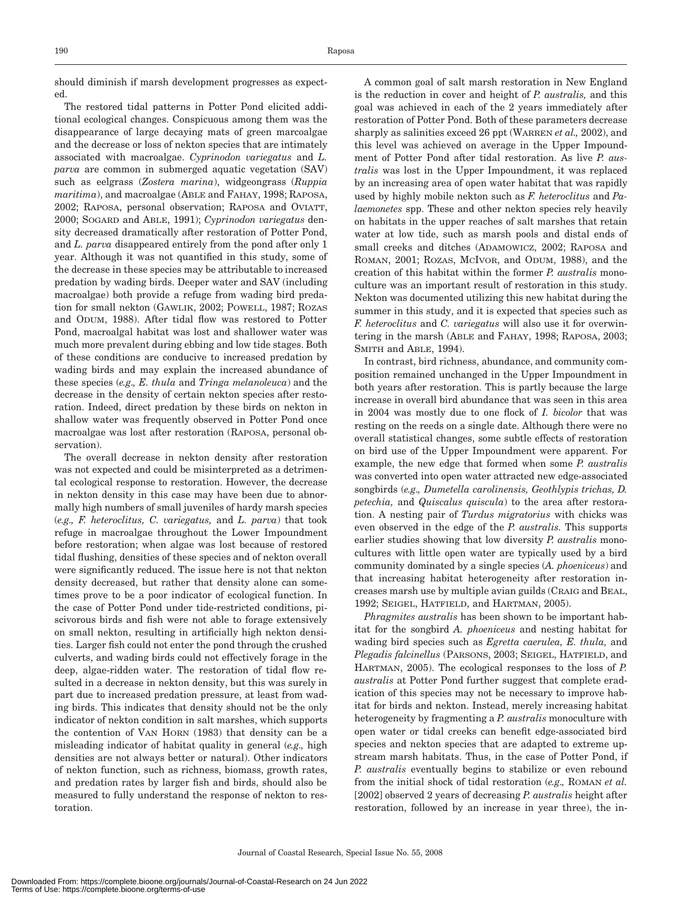should diminish if marsh development progresses as expected.

The restored tidal patterns in Potter Pond elicited additional ecological changes. Conspicuous among them was the disappearance of large decaying mats of green marcoalgae and the decrease or loss of nekton species that are intimately associated with macroalgae. *Cyprinodon variegatus* and *L. parva* are common in submerged aquatic vegetation (SAV) such as eelgrass (*Zostera marina*), widgeongrass (*Ruppia maritima*), and macroalgae (ABLE and FAHAY, 1998; RAPOSA, 2002; RAPOSA, personal observation; RAPOSA and OVIATT, 2000; SOGARD and ABLE, 1991); *Cyprinodon variegatus* density decreased dramatically after restoration of Potter Pond, and *L. parva* disappeared entirely from the pond after only 1 year. Although it was not quantified in this study, some of the decrease in these species may be attributable to increased predation by wading birds. Deeper water and SAV (including macroalgae) both provide a refuge from wading bird predation for small nekton (GAWLIK, 2002; POWELL, 1987; ROZAS and ODUM, 1988). After tidal flow was restored to Potter Pond, macroalgal habitat was lost and shallower water was much more prevalent during ebbing and low tide stages. Both of these conditions are conducive to increased predation by wading birds and may explain the increased abundance of these species (*e.g., E. thula* and *Tringa melanoleuca*) and the decrease in the density of certain nekton species after restoration. Indeed, direct predation by these birds on nekton in shallow water was frequently observed in Potter Pond once macroalgae was lost after restoration (RAPOSA, personal observation).

The overall decrease in nekton density after restoration was not expected and could be misinterpreted as a detrimental ecological response to restoration. However, the decrease in nekton density in this case may have been due to abnormally high numbers of small juveniles of hardy marsh species (*e.g., F. heteroclitus, C. variegatus,* and *L. parva*) that took refuge in macroalgae throughout the Lower Impoundment before restoration; when algae was lost because of restored tidal flushing, densities of these species and of nekton overall were significantly reduced. The issue here is not that nekton density decreased, but rather that density alone can sometimes prove to be a poor indicator of ecological function. In the case of Potter Pond under tide-restricted conditions, piscivorous birds and fish were not able to forage extensively on small nekton, resulting in artificially high nekton densities. Larger fish could not enter the pond through the crushed culverts, and wading birds could not effectively forage in the deep, algae-ridden water. The restoration of tidal flow resulted in a decrease in nekton density, but this was surely in part due to increased predation pressure, at least from wading birds. This indicates that density should not be the only indicator of nekton condition in salt marshes, which supports the contention of VAN HORN (1983) that density can be a misleading indicator of habitat quality in general (*e.g.,* high densities are not always better or natural). Other indicators of nekton function, such as richness, biomass, growth rates, and predation rates by larger fish and birds, should also be measured to fully understand the response of nekton to restoration.

A common goal of salt marsh restoration in New England is the reduction in cover and height of *P. australis,* and this goal was achieved in each of the 2 years immediately after restoration of Potter Pond. Both of these parameters decrease sharply as salinities exceed 26 ppt (WARREN *et al.,* 2002), and this level was achieved on average in the Upper Impoundment of Potter Pond after tidal restoration. As live *P. australis* was lost in the Upper Impoundment, it was replaced by an increasing area of open water habitat that was rapidly used by highly mobile nekton such as *F. heteroclitus* and *Palaemonetes* spp. These and other nekton species rely heavily on habitats in the upper reaches of salt marshes that retain water at low tide, such as marsh pools and distal ends of small creeks and ditches (ADAMOWICZ, 2002; RAPOSA and ROMAN, 2001; ROZAS, MCIVOR, and ODUM, 1988), and the creation of this habitat within the former *P. australis* monoculture was an important result of restoration in this study. Nekton was documented utilizing this new habitat during the summer in this study, and it is expected that species such as *F. heteroclitus* and *C. variegatus* will also use it for overwintering in the marsh (ABLE and FAHAY, 1998; RAPOSA, 2003; SMITH and ABLE, 1994).

In contrast, bird richness, abundance, and community composition remained unchanged in the Upper Impoundment in both years after restoration. This is partly because the large increase in overall bird abundance that was seen in this area in 2004 was mostly due to one flock of *I. bicolor* that was resting on the reeds on a single date. Although there were no overall statistical changes, some subtle effects of restoration on bird use of the Upper Impoundment were apparent. For example, the new edge that formed when some *P. australis* was converted into open water attracted new edge-associated songbirds (*e.g., Dumetella carolinensis, Geothlypis trichas, D. petechia,* and *Quiscalus quiscula*) to the area after restoration. A nesting pair of *Turdus migratorius* with chicks was even observed in the edge of the *P. australis.* This supports earlier studies showing that low diversity *P. australis* monocultures with little open water are typically used by a bird community dominated by a single species (*A. phoeniceus*) and that increasing habitat heterogeneity after restoration increases marsh use by multiple avian guilds (CRAIG and BEAL, 1992; SEIGEL, HATFIELD, and HARTMAN, 2005).

*Phragmites australis* has been shown to be important habitat for the songbird *A. phoeniceus* and nesting habitat for wading bird species such as *Egretta caerulea, E. thula,* and *Plegadis falcinellus* (PARSONS, 2003; SEIGEL, HATFIELD, and HARTMAN, 2005). The ecological responses to the loss of *P. australis* at Potter Pond further suggest that complete eradication of this species may not be necessary to improve habitat for birds and nekton. Instead, merely increasing habitat heterogeneity by fragmenting a *P. australis* monoculture with open water or tidal creeks can benefit edge-associated bird species and nekton species that are adapted to extreme upstream marsh habitats. Thus, in the case of Potter Pond, if *P. australis* eventually begins to stabilize or even rebound from the initial shock of tidal restoration (*e.g.,* ROMAN *et al.* [2002] observed 2 years of decreasing *P. australis* height after restoration, followed by an increase in year three), the in-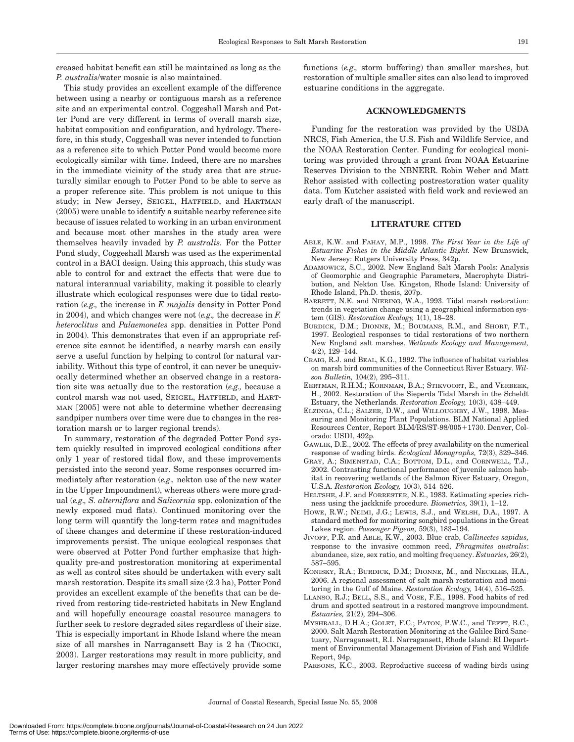creased habitat benefit can still be maintained as long as the *P. australis*/water mosaic is also maintained.

This study provides an excellent example of the difference between using a nearby or contiguous marsh as a reference site and an experimental control. Coggeshall Marsh and Potter Pond are very different in terms of overall marsh size, habitat composition and configuration, and hydrology. Therefore, in this study, Coggeshall was never intended to function as a reference site to which Potter Pond would become more ecologically similar with time. Indeed, there are no marshes in the immediate vicinity of the study area that are structurally similar enough to Potter Pond to be able to serve as a proper reference site. This problem is not unique to this study; in New Jersey, SEIGEL, HATFIELD, and HARTMAN (2005) were unable to identify a suitable nearby reference site because of issues related to working in an urban environment and because most other marshes in the study area were themselves heavily invaded by *P. australis.* For the Potter Pond study, Coggeshall Marsh was used as the experimental control in a BACI design. Using this approach, this study was able to control for and extract the effects that were due to natural interannual variability, making it possible to clearly illustrate which ecological responses were due to tidal restoration (*e.g.,* the increase in *F. majalis* density in Potter Pond in 2004), and which changes were not (*e.g.,* the decrease in *F. heteroclitus* and *Palaemonetes* spp. densities in Potter Pond in 2004). This demonstrates that even if an appropriate reference site cannot be identified, a nearby marsh can easily serve a useful function by helping to control for natural variability. Without this type of control, it can never be unequivocally determined whether an observed change in a restoration site was actually due to the restoration (*e.g.,* because a control marsh was not used, SEIGEL, HATFIELD, and HARTMAN [2005] were not able to determine whether decreasing sandpiper numbers over time were due to changes in the restoration marsh or to larger regional trends).

In summary, restoration of the degraded Potter Pond system quickly resulted in improved ecological conditions after only 1 year of restored tidal flow, and these improvements persisted into the second year. Some responses occurred immediately after restoration (*e.g.,* nekton use of the new water in the Upper Impoundment), whereas others were more gradual (*e.g., S. alterniflora* and *Salicornia* spp. colonization of the newly exposed mud flats). Continued monitoring over the long term will quantify the long-term rates and magnitudes of these changes and determine if these restoration-induced improvements persist. The unique ecological responses that were observed at Potter Pond further emphasize that high-quality pre-and postrestoration monitoring at experimental as well as control sites should be undertaken with every salt marsh restoration. Despite its small size (2.3 ha), Potter Pond provides an excellent example of the benefits that can be derived from restoring tide-restricted habitats in New England and will hopefully encourage coastal resource managers to further seek to restore degraded sites regardless of their size. This is especially important in Rhode Island where the mean size of all marshes in Narragansett Bay is 2 ha (TROCKI, 2003). Larger restorations may result in more publicity, and larger restoring marshes may more effectively provide some functions (*e.g.,* storm buffering) than smaller marshes, but restoration of multiple smaller sites can also lead to improved estuarine conditions in the aggregate.

## ACKNOWLEDGMENTS

Funding for the restoration was provided by the USDA NRCS, Fish America, the U.S. Fish and Wildlife Service, and the NOAA Restoration Center. Funding for ecological monitoring was provided through a grant from NOAA Estuarine Reserves Division to the NBNERR. Robin Weber and Matt Rehor assisted with collecting postrestoration water quality data. Tom Kutcher assisted with field work and reviewed an early draft of the manuscript.

## LITERATURE CITED

ABLE, K.W. and FAHAY, M.P., 1998. *The First Year in the Life of Estuarine Fishes in the Middle Atlantic Bight.* New Brunswick, New Jersey: Rutgers University Press, 342p.

ADAMOWICZ, S.C., 2002. New England Salt Marsh Pools: Analysis of Geomorphic and Geographic Parameters, Macrophyte Distribution, and Nekton Use. Kingston, Rhode Island: University of Rhode Island, Ph.D. thesis, 207p.

BARRETT, N.E. and NIERING, W.A., 1993. Tidal marsh restoration: trends in vegetation change using a geographical information system (GIS). *Restoration Ecology,* 1(1), 18–28.

BURDICK, D.M.; DIONNE, M.; BOUMANS, R.M., and SHORT, F.T., 1997. Ecological responses to tidal restorations of two northern New England salt marshes. *Wetlands Ecology and Management,* 4(2), 129–144.

CRAIG, R.J. and BEAL, K.G., 1992. The influence of habitat variables on marsh bird communities of the Connecticut River Estuary. *Wilson Bulletin,* 104(2), 295–311.

EERTMAN, R.H.M.; KORNMAN, B.A.; STIKVOORT, E., and VERBEEK, H., 2002. Restoration of the Sieperda Tidal Marsh in the Scheldt Estuary, the Netherlands. *Restoration Ecology,* 10(3), 438–449.

ELZINGA, C.L.; SALZER, D.W., and WILLOUGHBY, J.W., 1998. Measuring and Monitoring Plant Populations. BLM National Applied Resources Center, Report BLM/RS/ST-98/005+1730. Denver, Colorado: USDI, 492p.

GAWLIK, D.E., 2002. The effects of prey availability on the numerical response of wading birds. *Ecological Monographs,* 72(3), 329–346.

GRAY, A.; SIMENSTAD, C.A.; BOTTOM, D.L., and CORNWELL, T.J., 2002. Contrasting functional performance of juvenile salmon habitat in recovering wetlands of the Salmon River Estuary, Oregon, U.S.A. *Restoration Ecology,* 10(3), 514–526.

HELTSHE, J.F. and FORRESTER, N.E., 1983. Estimating species richness using the jackknife procedure. *Biometrics,* 39(1), 1–12.

HOWE, R.W.; NEIMI, J.G.; LEWIS, S.J., and WELSH, D.A., 1997. A standard method for monitoring songbird populations in the Great Lakes region. *Passenger Pigeon,* 59(3), 183–194.

JIVOFF, P.R. and ABLE, K.W., 2003. Blue crab, *Callinectes sapidus,* response to the invasive common reed, *Phragmites australis*: abundance, size, sex ratio, and molting frequency. *Estuaries,* 26(2), 587–595.

KONISKY, R.A.; BURDICK, D.M.; DIONNE, M., and NECKLES, H.A., 2006. A regional assessment of salt marsh restoration and monitoring in the Gulf of Maine. *Restoration Ecology,* 14(4), 516–525.

LLANSO, R.J.; BELL, S.S., and VOSE, F.E., 1998. Food habits of red drum and spotted seatrout in a restored mangrove impoundment. *Estuaries,* 21(2), 294–306.

MYSHRALL, D.H.A.; GOLET, F.C.; PATON, P.W.C., and TEFFT, B.C., 2000. Salt Marsh Restoration Monitoring at the Galilee Bird Sanctuary, Narragansett, R.I. Narragansett, Rhode Island: RI Department of Environmental Management Division of Fish and Wildlife Report, 94p.

PARSONS, K.C., 2003. Reproductive success of wading birds using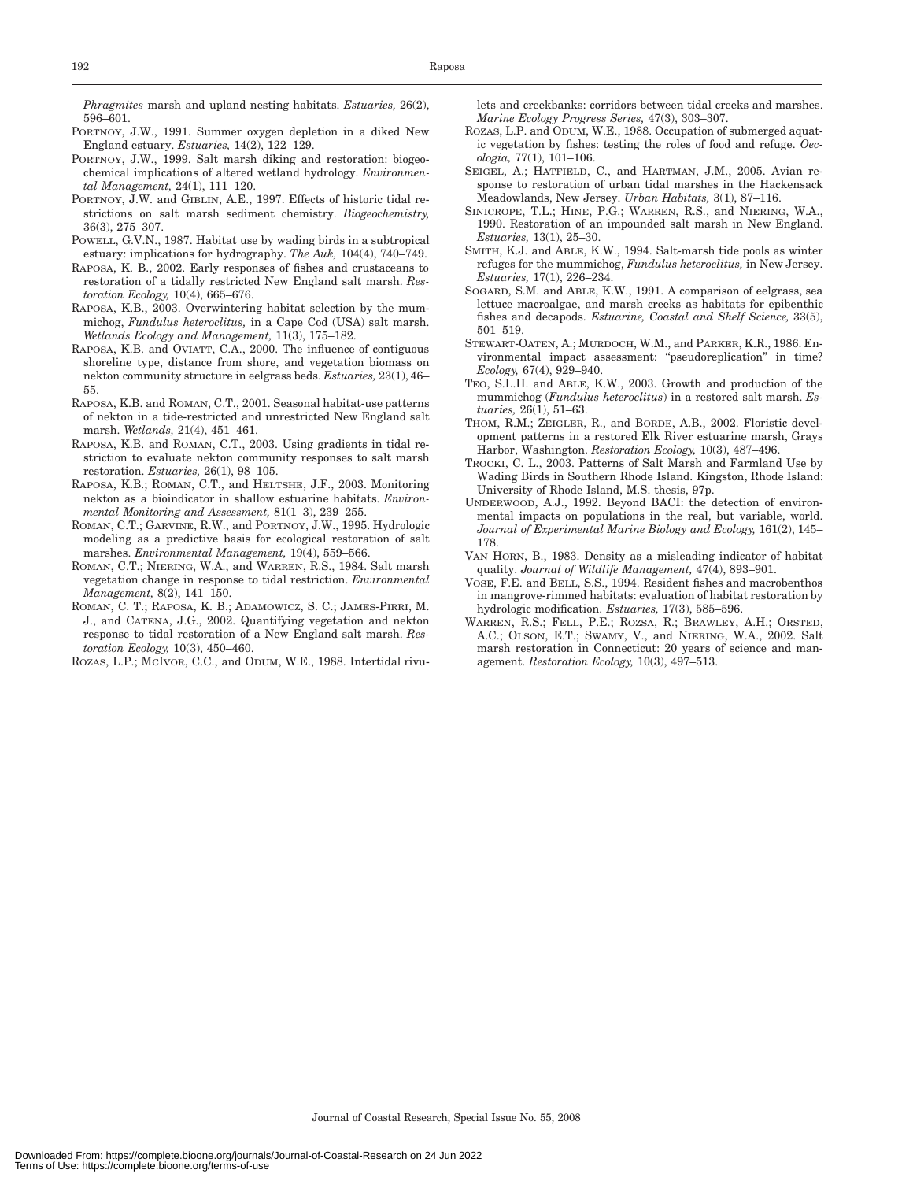*Phragmites* marsh and upland nesting habitats. *Estuaries,* 26(2), 596–601.

PORTNOY, J.W., 1991. Summer oxygen depletion in a diked New England estuary. *Estuaries,* 14(2), 122–129.

PORTNOY, J.W., 1999. Salt marsh diking and restoration: biogeochemical implications of altered wetland hydrology. *Environmental Management,* 24(1), 111–120.

PORTNOY, J.W. and GIBLIN, A.E., 1997. Effects of historic tidal restrictions on salt marsh sediment chemistry. *Biogeochemistry,* 36(3), 275–307.

POWELL, G.V.N., 1987. Habitat use by wading birds in a subtropical estuary: implications for hydrography. *The Auk,* 104(4), 740–749.

RAPOSA, K. B., 2002. Early responses of fishes and crustaceans to restoration of a tidally restricted New England salt marsh. *Restoration Ecology,* 10(4), 665–676.

RAPOSA, K.B., 2003. Overwintering habitat selection by the mummichog, *Fundulus heteroclitus,* in a Cape Cod (USA) salt marsh. *Wetlands Ecology and Management,* 11(3), 175–182.

RAPOSA, K.B. and OVIATT, C.A., 2000. The influence of contiguous shoreline type, distance from shore, and vegetation biomass on nekton community structure in eelgrass beds. *Estuaries,* 23(1), 46–55.

RAPOSA, K.B. and ROMAN, C.T., 2001. Seasonal habitat-use patterns of nekton in a tide-restricted and unrestricted New England salt marsh. *Wetlands,* 21(4), 451–461.

RAPOSA, K.B. and ROMAN, C.T., 2003. Using gradients in tidal restriction to evaluate nekton community responses to salt marsh restoration. *Estuaries,* 26(1), 98–105.

RAPOSA, K.B.; ROMAN, C.T., and HELTSHE, J.F., 2003. Monitoring nekton as a bioindicator in shallow estuarine habitats. *Environmental Monitoring and Assessment,* 81(1–3), 239–255.

ROMAN, C.T.; GARVINE, R.W., and PORTNOY, J.W., 1995. Hydrologic modeling as a predictive basis for ecological restoration of salt marshes. *Environmental Management,* 19(4), 559–566.

ROMAN, C.T.; NIERING, W.A., and WARREN, R.S., 1984. Salt marsh vegetation change in response to tidal restriction. *Environmental Management,* 8(2), 141–150.

ROMAN, C. T.; RAPOSA, K. B.; ADAMOWICZ, S. C.; JAMES-PIRRI, M. J., and CATENA, J.G., 2002. Quantifying vegetation and nekton response to tidal restoration of a New England salt marsh. *Restoration Ecology,* 10(3), 450–460.

ROZAS, L.P.; MCIVOR, C.C., and ODUM, W.E., 1988. Intertidal rivulets and creekbanks: corridors between tidal creeks and marshes. *Marine Ecology Progress Series,* 47(3), 303–307.

ROZAS, L.P. and ODUM, W.E., 1988. Occupation of submerged aquatic vegetation by fishes: testing the roles of food and refuge. *Oecologia,* 77(1), 101–106.

SEIGEL, A.; HATFIELD, C., and HARTMAN, J.M., 2005. Avian response to restoration of urban tidal marshes in the Hackensack Meadowlands, New Jersey. *Urban Habitats,* 3(1), 87–116.

SINICROPE, T.L.; HINE, P.G.; WARREN, R.S., and NIERING, W.A., 1990. Restoration of an impounded salt marsh in New England. *Estuaries,* 13(1), 25–30.

SMITH, K.J. and ABLE, K.W., 1994. Salt-marsh tide pools as winter refuges for the mummichog, *Fundulus heteroclitus,* in New Jersey. *Estuaries,* 17(1), 226–234.

SOGARD, S.M. and ABLE, K.W., 1991. A comparison of eelgrass, sea lettuce macroalgae, and marsh creeks as habitats for epibenthic fishes and decapods. *Estuarine, Coastal and Shelf Science,* 33(5), 501–519.

STEWART-OATEN, A.; MURDOCH, W.M., and PARKER, K.R., 1986. Environmental impact assessment: "pseudoreplication" in time? *Ecology,* 67(4), 929–940.

TEO, S.L.H. and ABLE, K.W., 2003. Growth and production of the mummichog (*Fundulus heteroclitus*) in a restored salt marsh. *Estuaries,* 26(1), 51–63.

THOM, R.M.; ZEIGLER, R., and BORDE, A.B., 2002. Floristic development patterns in a restored Elk River estuarine marsh, Grays Harbor, Washington. *Restoration Ecology,* 10(3), 487–496.

TROCKI, C. L., 2003. Patterns of Salt Marsh and Farmland Use by Wading Birds in Southern Rhode Island. Kingston, Rhode Island: University of Rhode Island, M.S. thesis, 97p.

UNDERWOOD, A.J., 1992. Beyond BACI: the detection of environmental impacts on populations in the real, but variable, world. *Journal of Experimental Marine Biology and Ecology,* 161(2), 145–178.

VAN HORN, B., 1983. Density as a misleading indicator of habitat quality. *Journal of Wildlife Management,* 47(4), 893–901.

VOSE, F.E. and BELL, S.S., 1994. Resident fishes and macrobenthos in mangrove-rimmed habitats: evaluation of habitat restoration by hydrologic modification. *Estuaries,* 17(3), 585–596.

WARREN, R.S.; FELL, P.E.; ROZSA, R.; BRAWLEY, A.H.; ORSTED, A.C.; OLSON, E.T.; SWAMY, V., and NIERING, W.A., 2002. Salt marsh restoration in Connecticut: 20 years of science and management. *Restoration Ecology,* 10(3), 497–513.